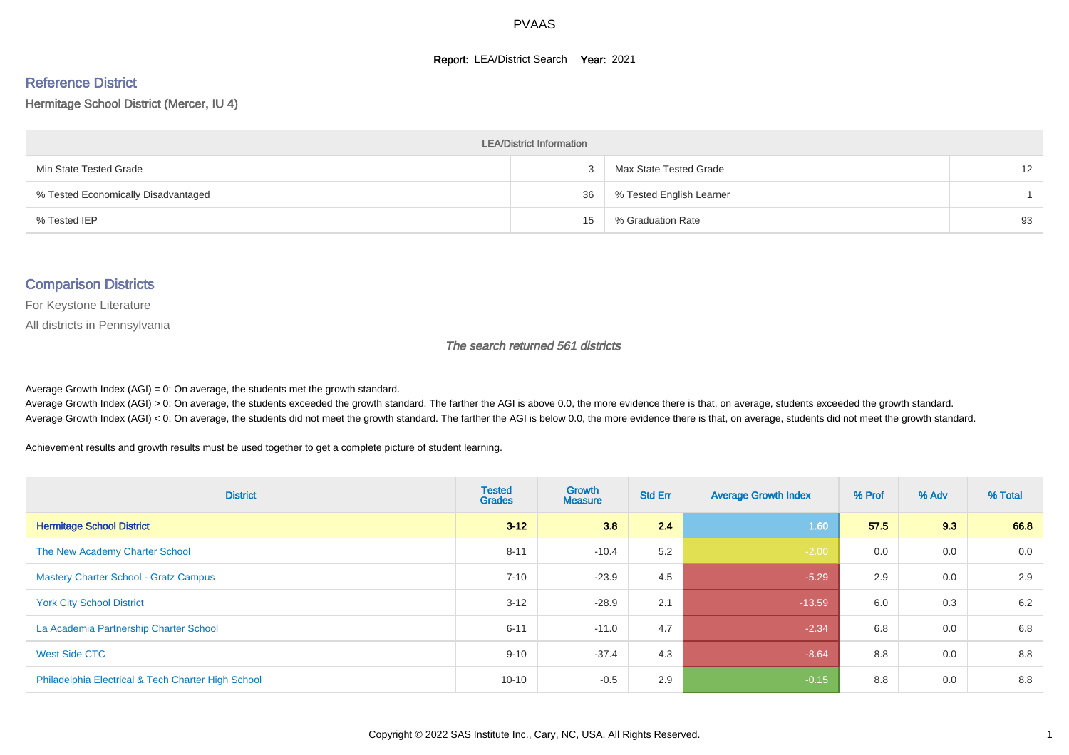# PVAAS

**Report:** LEA/District Search **Year:** 2021

## Reference District

Hermitage School District (Mercer, IU 4)

| LEA/District Information | | | |
|---|---|---|---|
| Min State Tested Grade | 3 | Max State Tested Grade | 12 |
| % Tested Economically Disadvantaged | 36 | % Tested English Learner | 1 |
| % Tested IEP | 15 | % Graduation Rate | 93 |

## Comparison Districts

For Keystone Literature

All districts in Pennsylvania

*The search returned 561 districts*

Average Growth Index (AGI) = 0: On average, the students met the growth standard.
Average Growth Index (AGI) > 0: On average, the students exceeded the growth standard. The farther the AGI is above 0.0, the more evidence there is that, on average, students exceeded the growth standard.
Average Growth Index (AGI) < 0: On average, the students did not meet the growth standard. The farther the AGI is below 0.0, the more evidence there is that, on average, students did not meet the growth standard.

Achievement results and growth results must be used together to get a complete picture of student learning.

| District | Tested Grades | Growth Measure | Std Err | Average Growth Index | % Prof | % Adv | % Total |
|---|---|---|---|---|---|---|---|
| **Hermitage School District** | **3-12** | **3.8** | **2.4** | **1.60** | **57.5** | **9.3** | **66.8** |
| The New Academy Charter School | 8-11 | -10.4 | 5.2 | -2.00 | 0.0 | 0.0 | 0.0 |
| Mastery Charter School - Gratz Campus | 7-10 | -23.9 | 4.5 | -5.29 | 2.9 | 0.0 | 2.9 |
| York City School District | 3-12 | -28.9 | 2.1 | -13.59 | 6.0 | 0.3 | 6.2 |
| La Academia Partnership Charter School | 6-11 | -11.0 | 4.7 | -2.34 | 6.8 | 0.0 | 6.8 |
| West Side CTC | 9-10 | -37.4 | 4.3 | -8.64 | 8.8 | 0.0 | 8.8 |
| Philadelphia Electrical & Tech Charter High School | 10-10 | -0.5 | 2.9 | -0.15 | 8.8 | 0.0 | 8.8 |

Copyright © 2022 SAS Institute Inc., Cary, NC, USA. All Rights Reserved.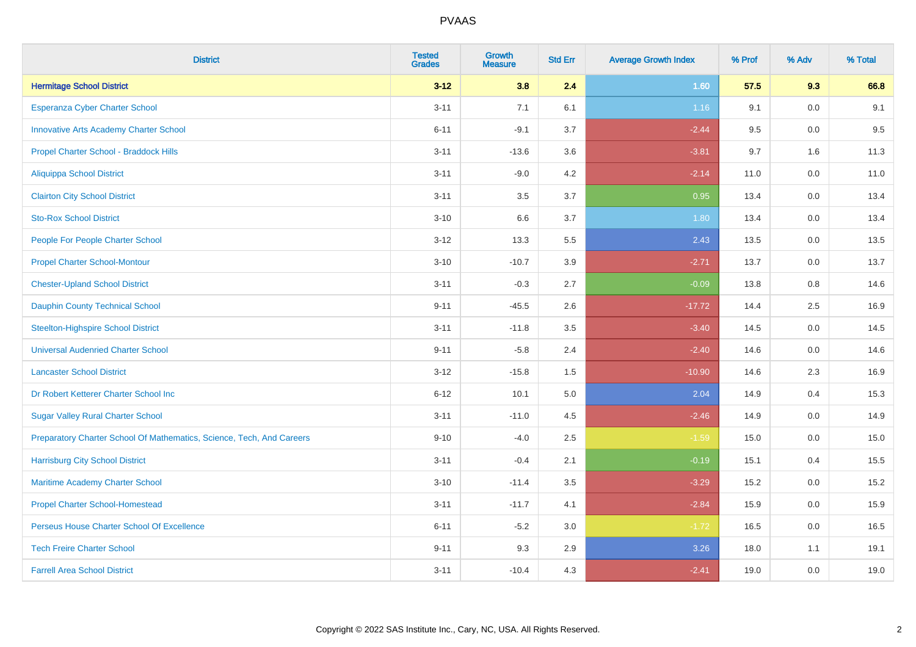# PVAAS

| District | Tested Grades | Growth Measure | Std Err | Average Growth Index | % Prof | % Adv | % Total |
|---|---|---|---|---|---|---|---|
| **Hermitage School District** | **3-12** | **3.8** | **2.4** | **1.60** | **57.5** | **9.3** | **66.8** |
| Esperanza Cyber Charter School | 3-11 | 7.1 | 6.1 | 1.16 | 9.1 | 0.0 | 9.1 |
| Innovative Arts Academy Charter School | 6-11 | -9.1 | 3.7 | -2.44 | 9.5 | 0.0 | 9.5 |
| Propel Charter School - Braddock Hills | 3-11 | -13.6 | 3.6 | -3.81 | 9.7 | 1.6 | 11.3 |
| Aliquippa School District | 3-11 | -9.0 | 4.2 | -2.14 | 11.0 | 0.0 | 11.0 |
| Clairton City School District | 3-11 | 3.5 | 3.7 | 0.95 | 13.4 | 0.0 | 13.4 |
| Sto-Rox School District | 3-10 | 6.6 | 3.7 | 1.80 | 13.4 | 0.0 | 13.4 |
| People For People Charter School | 3-12 | 13.3 | 5.5 | 2.43 | 13.5 | 0.0 | 13.5 |
| Propel Charter School-Montour | 3-10 | -10.7 | 3.9 | -2.71 | 13.7 | 0.0 | 13.7 |
| Chester-Upland School District | 3-11 | -0.3 | 2.7 | -0.09 | 13.8 | 0.8 | 14.6 |
| Dauphin County Technical School | 9-11 | -45.5 | 2.6 | -17.72 | 14.4 | 2.5 | 16.9 |
| Steelton-Highspire School District | 3-11 | -11.8 | 3.5 | -3.40 | 14.5 | 0.0 | 14.5 |
| Universal Audenried Charter School | 9-11 | -5.8 | 2.4 | -2.40 | 14.6 | 0.0 | 14.6 |
| Lancaster School District | 3-12 | -15.8 | 1.5 | -10.90 | 14.6 | 2.3 | 16.9 |
| Dr Robert Ketterer Charter School Inc | 6-12 | 10.1 | 5.0 | 2.04 | 14.9 | 0.4 | 15.3 |
| Sugar Valley Rural Charter School | 3-11 | -11.0 | 4.5 | -2.46 | 14.9 | 0.0 | 14.9 |
| Preparatory Charter School Of Mathematics, Science, Tech, And Careers | 9-10 | -4.0 | 2.5 | -1.59 | 15.0 | 0.0 | 15.0 |
| Harrisburg City School District | 3-11 | -0.4 | 2.1 | -0.19 | 15.1 | 0.4 | 15.5 |
| Maritime Academy Charter School | 3-10 | -11.4 | 3.5 | -3.29 | 15.2 | 0.0 | 15.2 |
| Propel Charter School-Homestead | 3-11 | -11.7 | 4.1 | -2.84 | 15.9 | 0.0 | 15.9 |
| Perseus House Charter School Of Excellence | 6-11 | -5.2 | 3.0 | -1.72 | 16.5 | 0.0 | 16.5 |
| Tech Freire Charter School | 9-11 | 9.3 | 2.9 | 3.26 | 18.0 | 1.1 | 19.1 |
| Farrell Area School District | 3-11 | -10.4 | 4.3 | -2.41 | 19.0 | 0.0 | 19.0 |

Copyright © 2022 SAS Institute Inc., Cary, NC, USA. All Rights Reserved.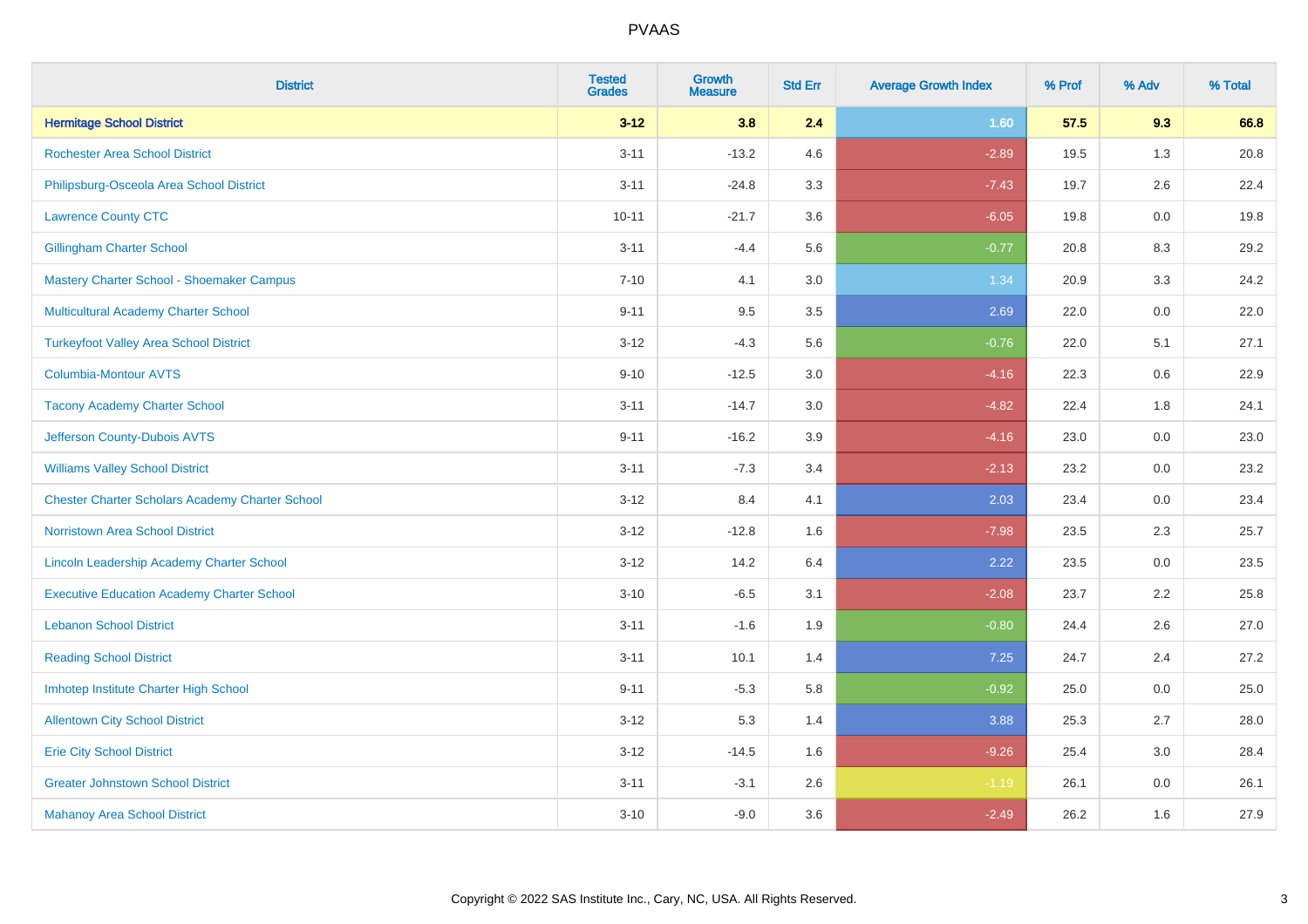# PVAAS

| District | Tested Grades | Growth Measure | Std Err | Average Growth Index | % Prof | % Adv | % Total |
|---|---|---|---|---|---|---|---|
| **Hermitage School District** | **3-12** | **3.8** | **2.4** | **1.60** | **57.5** | **9.3** | **66.8** |
| Rochester Area School District | 3-11 | -13.2 | 4.6 | -2.89 | 19.5 | 1.3 | 20.8 |
| Philipsburg-Osceola Area School District | 3-11 | -24.8 | 3.3 | -7.43 | 19.7 | 2.6 | 22.4 |
| Lawrence County CTC | 10-11 | -21.7 | 3.6 | -6.05 | 19.8 | 0.0 | 19.8 |
| Gillingham Charter School | 3-11 | -4.4 | 5.6 | -0.77 | 20.8 | 8.3 | 29.2 |
| Mastery Charter School - Shoemaker Campus | 7-10 | 4.1 | 3.0 | 1.34 | 20.9 | 3.3 | 24.2 |
| Multicultural Academy Charter School | 9-11 | 9.5 | 3.5 | 2.69 | 22.0 | 0.0 | 22.0 |
| Turkeyfoot Valley Area School District | 3-12 | -4.3 | 5.6 | -0.76 | 22.0 | 5.1 | 27.1 |
| Columbia-Montour AVTS | 9-10 | -12.5 | 3.0 | -4.16 | 22.3 | 0.6 | 22.9 |
| Tacony Academy Charter School | 3-11 | -14.7 | 3.0 | -4.82 | 22.4 | 1.8 | 24.1 |
| Jefferson County-Dubois AVTS | 9-11 | -16.2 | 3.9 | -4.16 | 23.0 | 0.0 | 23.0 |
| Williams Valley School District | 3-11 | -7.3 | 3.4 | -2.13 | 23.2 | 0.0 | 23.2 |
| Chester Charter Scholars Academy Charter School | 3-12 | 8.4 | 4.1 | 2.03 | 23.4 | 0.0 | 23.4 |
| Norristown Area School District | 3-12 | -12.8 | 1.6 | -7.98 | 23.5 | 2.3 | 25.7 |
| Lincoln Leadership Academy Charter School | 3-12 | 14.2 | 6.4 | 2.22 | 23.5 | 0.0 | 23.5 |
| Executive Education Academy Charter School | 3-10 | -6.5 | 3.1 | -2.08 | 23.7 | 2.2 | 25.8 |
| Lebanon School District | 3-11 | -1.6 | 1.9 | -0.80 | 24.4 | 2.6 | 27.0 |
| Reading School District | 3-11 | 10.1 | 1.4 | 7.25 | 24.7 | 2.4 | 27.2 |
| Imhotep Institute Charter High School | 9-11 | -5.3 | 5.8 | -0.92 | 25.0 | 0.0 | 25.0 |
| Allentown City School District | 3-12 | 5.3 | 1.4 | 3.88 | 25.3 | 2.7 | 28.0 |
| Erie City School District | 3-12 | -14.5 | 1.6 | -9.26 | 25.4 | 3.0 | 28.4 |
| Greater Johnstown School District | 3-11 | -3.1 | 2.6 | -1.19 | 26.1 | 0.0 | 26.1 |
| Mahanoy Area School District | 3-10 | -9.0 | 3.6 | -2.49 | 26.2 | 1.6 | 27.9 |

Copyright © 2022 SAS Institute Inc., Cary, NC, USA. All Rights Reserved.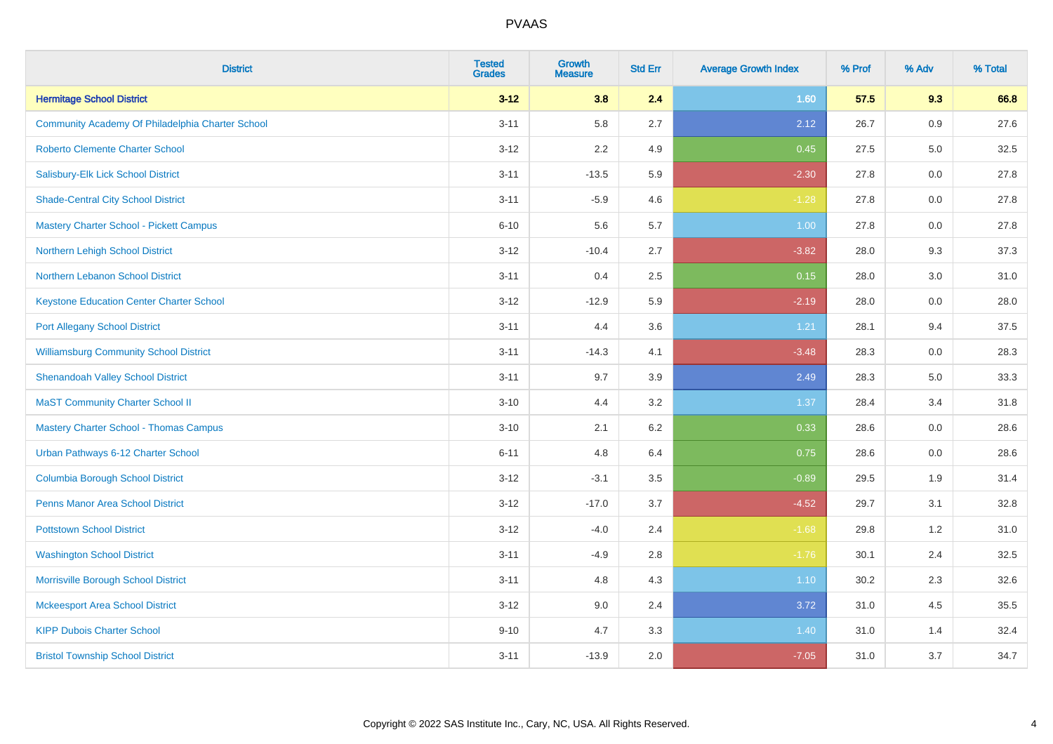# PVAAS

| District | Tested Grades | Growth Measure | Std Err | Average Growth Index | % Prof | % Adv | % Total |
|---|---|---|---|---|---|---|---|
| **Hermitage School District** | **3-12** | **3.8** | **2.4** | **1.60** | **57.5** | **9.3** | **66.8** |
| Community Academy Of Philadelphia Charter School | 3-11 | 5.8 | 2.7 | 2.12 | 26.7 | 0.9 | 27.6 |
| Roberto Clemente Charter School | 3-12 | 2.2 | 4.9 | 0.45 | 27.5 | 5.0 | 32.5 |
| Salisbury-Elk Lick School District | 3-11 | -13.5 | 5.9 | -2.30 | 27.8 | 0.0 | 27.8 |
| Shade-Central City School District | 3-11 | -5.9 | 4.6 | -1.28 | 27.8 | 0.0 | 27.8 |
| Mastery Charter School - Pickett Campus | 6-10 | 5.6 | 5.7 | 1.00 | 27.8 | 0.0 | 27.8 |
| Northern Lehigh School District | 3-12 | -10.4 | 2.7 | -3.82 | 28.0 | 9.3 | 37.3 |
| Northern Lebanon School District | 3-11 | 0.4 | 2.5 | 0.15 | 28.0 | 3.0 | 31.0 |
| Keystone Education Center Charter School | 3-12 | -12.9 | 5.9 | -2.19 | 28.0 | 0.0 | 28.0 |
| Port Allegany School District | 3-11 | 4.4 | 3.6 | 1.21 | 28.1 | 9.4 | 37.5 |
| Williamsburg Community School District | 3-11 | -14.3 | 4.1 | -3.48 | 28.3 | 0.0 | 28.3 |
| Shenandoah Valley School District | 3-11 | 9.7 | 3.9 | 2.49 | 28.3 | 5.0 | 33.3 |
| MaST Community Charter School II | 3-10 | 4.4 | 3.2 | 1.37 | 28.4 | 3.4 | 31.8 |
| Mastery Charter School - Thomas Campus | 3-10 | 2.1 | 6.2 | 0.33 | 28.6 | 0.0 | 28.6 |
| Urban Pathways 6-12 Charter School | 6-11 | 4.8 | 6.4 | 0.75 | 28.6 | 0.0 | 28.6 |
| Columbia Borough School District | 3-12 | -3.1 | 3.5 | -0.89 | 29.5 | 1.9 | 31.4 |
| Penns Manor Area School District | 3-12 | -17.0 | 3.7 | -4.52 | 29.7 | 3.1 | 32.8 |
| Pottstown School District | 3-12 | -4.0 | 2.4 | -1.68 | 29.8 | 1.2 | 31.0 |
| Washington School District | 3-11 | -4.9 | 2.8 | -1.76 | 30.1 | 2.4 | 32.5 |
| Morrisville Borough School District | 3-11 | 4.8 | 4.3 | 1.10 | 30.2 | 2.3 | 32.6 |
| Mckeesport Area School District | 3-12 | 9.0 | 2.4 | 3.72 | 31.0 | 4.5 | 35.5 |
| KIPP Dubois Charter School | 9-10 | 4.7 | 3.3 | 1.40 | 31.0 | 1.4 | 32.4 |
| Bristol Township School District | 3-11 | -13.9 | 2.0 | -7.05 | 31.0 | 3.7 | 34.7 |

Copyright © 2022 SAS Institute Inc., Cary, NC, USA. All Rights Reserved.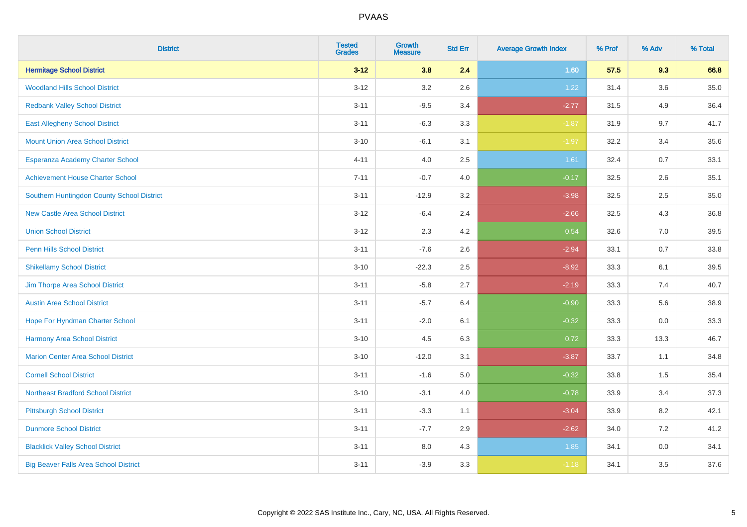# PVAAS

| District | Tested Grades | Growth Measure | Std Err | Average Growth Index | % Prof | % Adv | % Total |
|---|---|---|---|---|---|---|---|
| **Hermitage School District** | **3-12** | **3.8** | **2.4** | **1.60** | **57.5** | **9.3** | **66.8** |
| Woodland Hills School District | 3-12 | 3.2 | 2.6 | 1.22 | 31.4 | 3.6 | 35.0 |
| Redbank Valley School District | 3-11 | -9.5 | 3.4 | -2.77 | 31.5 | 4.9 | 36.4 |
| East Allegheny School District | 3-11 | -6.3 | 3.3 | -1.87 | 31.9 | 9.7 | 41.7 |
| Mount Union Area School District | 3-10 | -6.1 | 3.1 | -1.97 | 32.2 | 3.4 | 35.6 |
| Esperanza Academy Charter School | 4-11 | 4.0 | 2.5 | 1.61 | 32.4 | 0.7 | 33.1 |
| Achievement House Charter School | 7-11 | -0.7 | 4.0 | -0.17 | 32.5 | 2.6 | 35.1 |
| Southern Huntingdon County School District | 3-11 | -12.9 | 3.2 | -3.98 | 32.5 | 2.5 | 35.0 |
| New Castle Area School District | 3-12 | -6.4 | 2.4 | -2.66 | 32.5 | 4.3 | 36.8 |
| Union School District | 3-12 | 2.3 | 4.2 | 0.54 | 32.6 | 7.0 | 39.5 |
| Penn Hills School District | 3-11 | -7.6 | 2.6 | -2.94 | 33.1 | 0.7 | 33.8 |
| Shikellamy School District | 3-10 | -22.3 | 2.5 | -8.92 | 33.3 | 6.1 | 39.5 |
| Jim Thorpe Area School District | 3-11 | -5.8 | 2.7 | -2.19 | 33.3 | 7.4 | 40.7 |
| Austin Area School District | 3-11 | -5.7 | 6.4 | -0.90 | 33.3 | 5.6 | 38.9 |
| Hope For Hyndman Charter School | 3-11 | -2.0 | 6.1 | -0.32 | 33.3 | 0.0 | 33.3 |
| Harmony Area School District | 3-10 | 4.5 | 6.3 | 0.72 | 33.3 | 13.3 | 46.7 |
| Marion Center Area School District | 3-10 | -12.0 | 3.1 | -3.87 | 33.7 | 1.1 | 34.8 |
| Cornell School District | 3-11 | -1.6 | 5.0 | -0.32 | 33.8 | 1.5 | 35.4 |
| Northeast Bradford School District | 3-10 | -3.1 | 4.0 | -0.78 | 33.9 | 3.4 | 37.3 |
| Pittsburgh School District | 3-11 | -3.3 | 1.1 | -3.04 | 33.9 | 8.2 | 42.1 |
| Dunmore School District | 3-11 | -7.7 | 2.9 | -2.62 | 34.0 | 7.2 | 41.2 |
| Blacklick Valley School District | 3-11 | 8.0 | 4.3 | 1.85 | 34.1 | 0.0 | 34.1 |
| Big Beaver Falls Area School District | 3-11 | -3.9 | 3.3 | -1.18 | 34.1 | 3.5 | 37.6 |

Copyright © 2022 SAS Institute Inc., Cary, NC, USA. All Rights Reserved.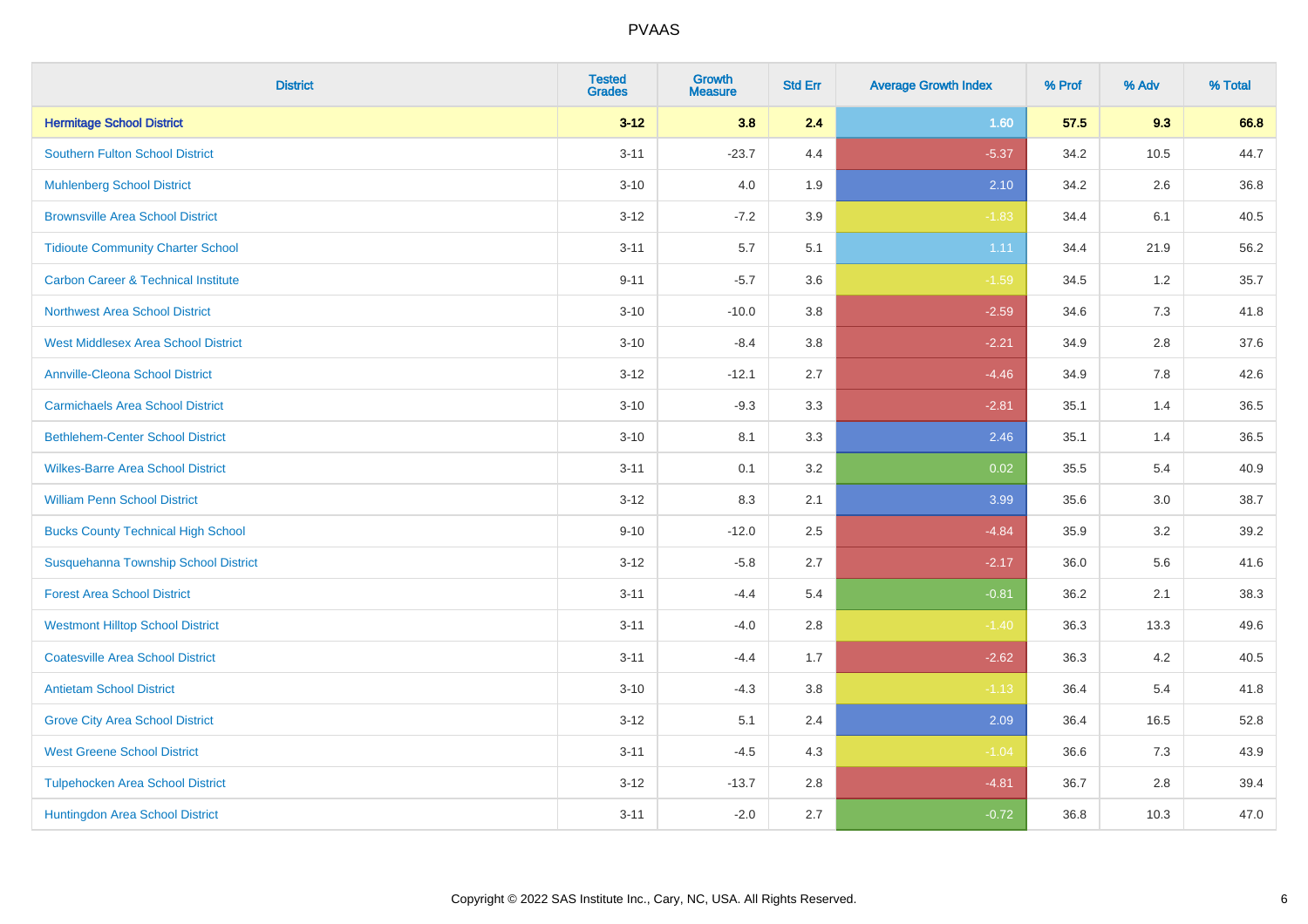| District | Tested Grades | Growth Measure | Std Err | Average Growth Index | % Prof | % Adv | % Total |
|---|---|---|---|---|---|---|---|
| **Hermitage School District** | **3-12** | **3.8** | **2.4** | **1.60** | **57.5** | **9.3** | **66.8** |
| Southern Fulton School District | 3-11 | -23.7 | 4.4 | -5.37 | 34.2 | 10.5 | 44.7 |
| Muhlenberg School District | 3-10 | 4.0 | 1.9 | 2.10 | 34.2 | 2.6 | 36.8 |
| Brownsville Area School District | 3-12 | -7.2 | 3.9 | -1.83 | 34.4 | 6.1 | 40.5 |
| Tidioute Community Charter School | 3-11 | 5.7 | 5.1 | 1.11 | 34.4 | 21.9 | 56.2 |
| Carbon Career & Technical Institute | 9-11 | -5.7 | 3.6 | -1.59 | 34.5 | 1.2 | 35.7 |
| Northwest Area School District | 3-10 | -10.0 | 3.8 | -2.59 | 34.6 | 7.3 | 41.8 |
| West Middlesex Area School District | 3-10 | -8.4 | 3.8 | -2.21 | 34.9 | 2.8 | 37.6 |
| Annville-Cleona School District | 3-12 | -12.1 | 2.7 | -4.46 | 34.9 | 7.8 | 42.6 |
| Carmichaels Area School District | 3-10 | -9.3 | 3.3 | -2.81 | 35.1 | 1.4 | 36.5 |
| Bethlehem-Center School District | 3-10 | 8.1 | 3.3 | 2.46 | 35.1 | 1.4 | 36.5 |
| Wilkes-Barre Area School District | 3-11 | 0.1 | 3.2 | 0.02 | 35.5 | 5.4 | 40.9 |
| William Penn School District | 3-12 | 8.3 | 2.1 | 3.99 | 35.6 | 3.0 | 38.7 |
| Bucks County Technical High School | 9-10 | -12.0 | 2.5 | -4.84 | 35.9 | 3.2 | 39.2 |
| Susquehanna Township School District | 3-12 | -5.8 | 2.7 | -2.17 | 36.0 | 5.6 | 41.6 |
| Forest Area School District | 3-11 | -4.4 | 5.4 | -0.81 | 36.2 | 2.1 | 38.3 |
| Westmont Hilltop School District | 3-11 | -4.0 | 2.8 | -1.40 | 36.3 | 13.3 | 49.6 |
| Coatesville Area School District | 3-11 | -4.4 | 1.7 | -2.62 | 36.3 | 4.2 | 40.5 |
| Antietam School District | 3-10 | -4.3 | 3.8 | -1.13 | 36.4 | 5.4 | 41.8 |
| Grove City Area School District | 3-12 | 5.1 | 2.4 | 2.09 | 36.4 | 16.5 | 52.8 |
| West Greene School District | 3-11 | -4.5 | 4.3 | -1.04 | 36.6 | 7.3 | 43.9 |
| Tulpehocken Area School District | 3-12 | -13.7 | 2.8 | -4.81 | 36.7 | 2.8 | 39.4 |
| Huntingdon Area School District | 3-11 | -2.0 | 2.7 | -0.72 | 36.8 | 10.3 | 47.0 |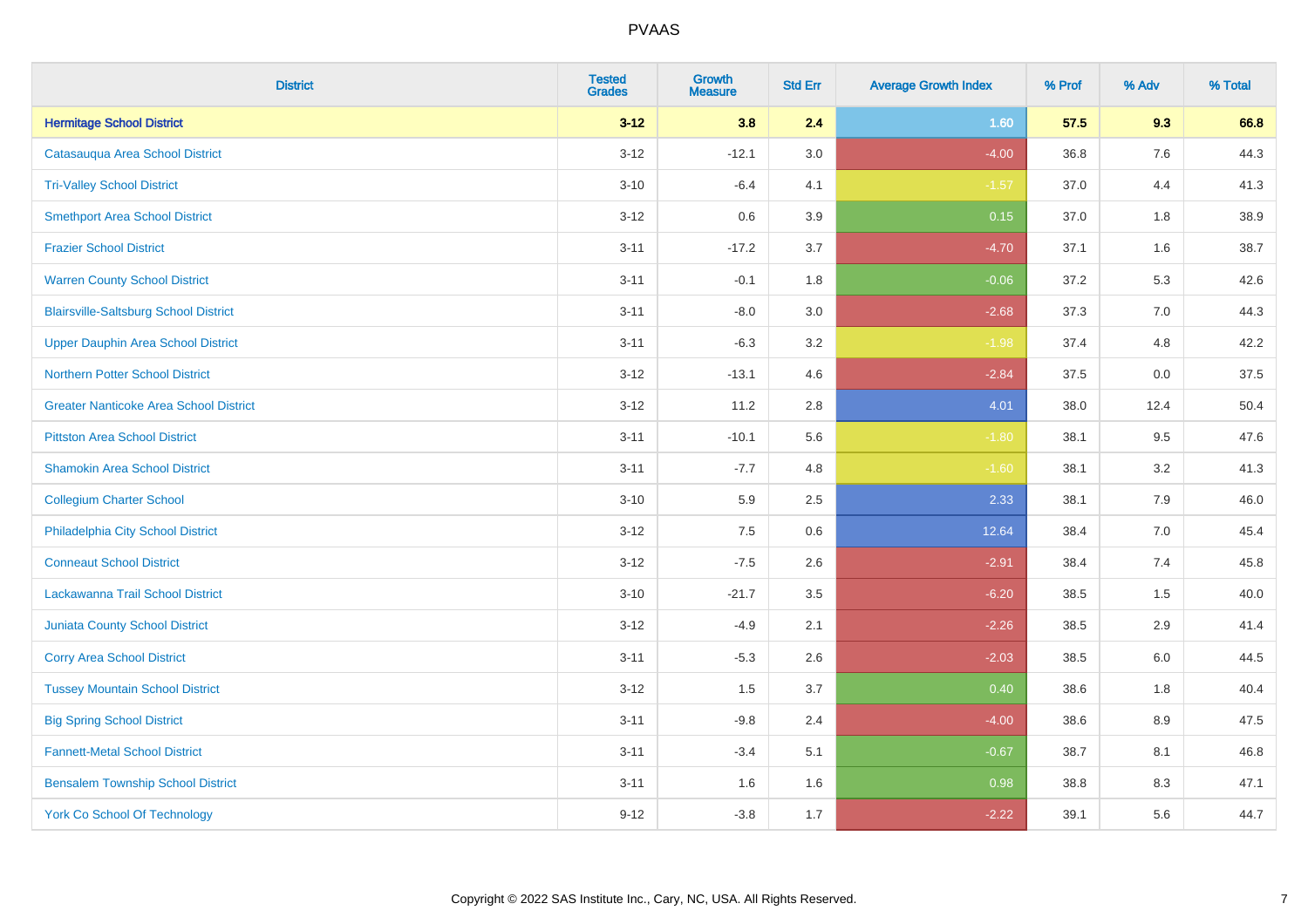# PVAAS

| District | Tested Grades | Growth Measure | Std Err | Average Growth Index | % Prof | % Adv | % Total |
|---|---|---|---|---|---|---|---|
| **Hermitage School District** | **3-12** | **3.8** | **2.4** | **1.60** | **57.5** | **9.3** | **66.8** |
| Catasauqua Area School District | 3-12 | -12.1 | 3.0 | -4.00 | 36.8 | 7.6 | 44.3 |
| Tri-Valley School District | 3-10 | -6.4 | 4.1 | -1.57 | 37.0 | 4.4 | 41.3 |
| Smethport Area School District | 3-12 | 0.6 | 3.9 | 0.15 | 37.0 | 1.8 | 38.9 |
| Frazier School District | 3-11 | -17.2 | 3.7 | -4.70 | 37.1 | 1.6 | 38.7 |
| Warren County School District | 3-11 | -0.1 | 1.8 | -0.06 | 37.2 | 5.3 | 42.6 |
| Blairsville-Saltsburg School District | 3-11 | -8.0 | 3.0 | -2.68 | 37.3 | 7.0 | 44.3 |
| Upper Dauphin Area School District | 3-11 | -6.3 | 3.2 | -1.98 | 37.4 | 4.8 | 42.2 |
| Northern Potter School District | 3-12 | -13.1 | 4.6 | -2.84 | 37.5 | 0.0 | 37.5 |
| Greater Nanticoke Area School District | 3-12 | 11.2 | 2.8 | 4.01 | 38.0 | 12.4 | 50.4 |
| Pittston Area School District | 3-11 | -10.1 | 5.6 | -1.80 | 38.1 | 9.5 | 47.6 |
| Shamokin Area School District | 3-11 | -7.7 | 4.8 | -1.60 | 38.1 | 3.2 | 41.3 |
| Collegium Charter School | 3-10 | 5.9 | 2.5 | 2.33 | 38.1 | 7.9 | 46.0 |
| Philadelphia City School District | 3-12 | 7.5 | 0.6 | 12.64 | 38.4 | 7.0 | 45.4 |
| Conneaut School District | 3-12 | -7.5 | 2.6 | -2.91 | 38.4 | 7.4 | 45.8 |
| Lackawanna Trail School District | 3-10 | -21.7 | 3.5 | -6.20 | 38.5 | 1.5 | 40.0 |
| Juniata County School District | 3-12 | -4.9 | 2.1 | -2.26 | 38.5 | 2.9 | 41.4 |
| Corry Area School District | 3-11 | -5.3 | 2.6 | -2.03 | 38.5 | 6.0 | 44.5 |
| Tussey Mountain School District | 3-12 | 1.5 | 3.7 | 0.40 | 38.6 | 1.8 | 40.4 |
| Big Spring School District | 3-11 | -9.8 | 2.4 | -4.00 | 38.6 | 8.9 | 47.5 |
| Fannett-Metal School District | 3-11 | -3.4 | 5.1 | -0.67 | 38.7 | 8.1 | 46.8 |
| Bensalem Township School District | 3-11 | 1.6 | 1.6 | 0.98 | 38.8 | 8.3 | 47.1 |
| York Co School Of Technology | 9-12 | -3.8 | 1.7 | -2.22 | 39.1 | 5.6 | 44.7 |

Copyright © 2022 SAS Institute Inc., Cary, NC, USA. All Rights Reserved.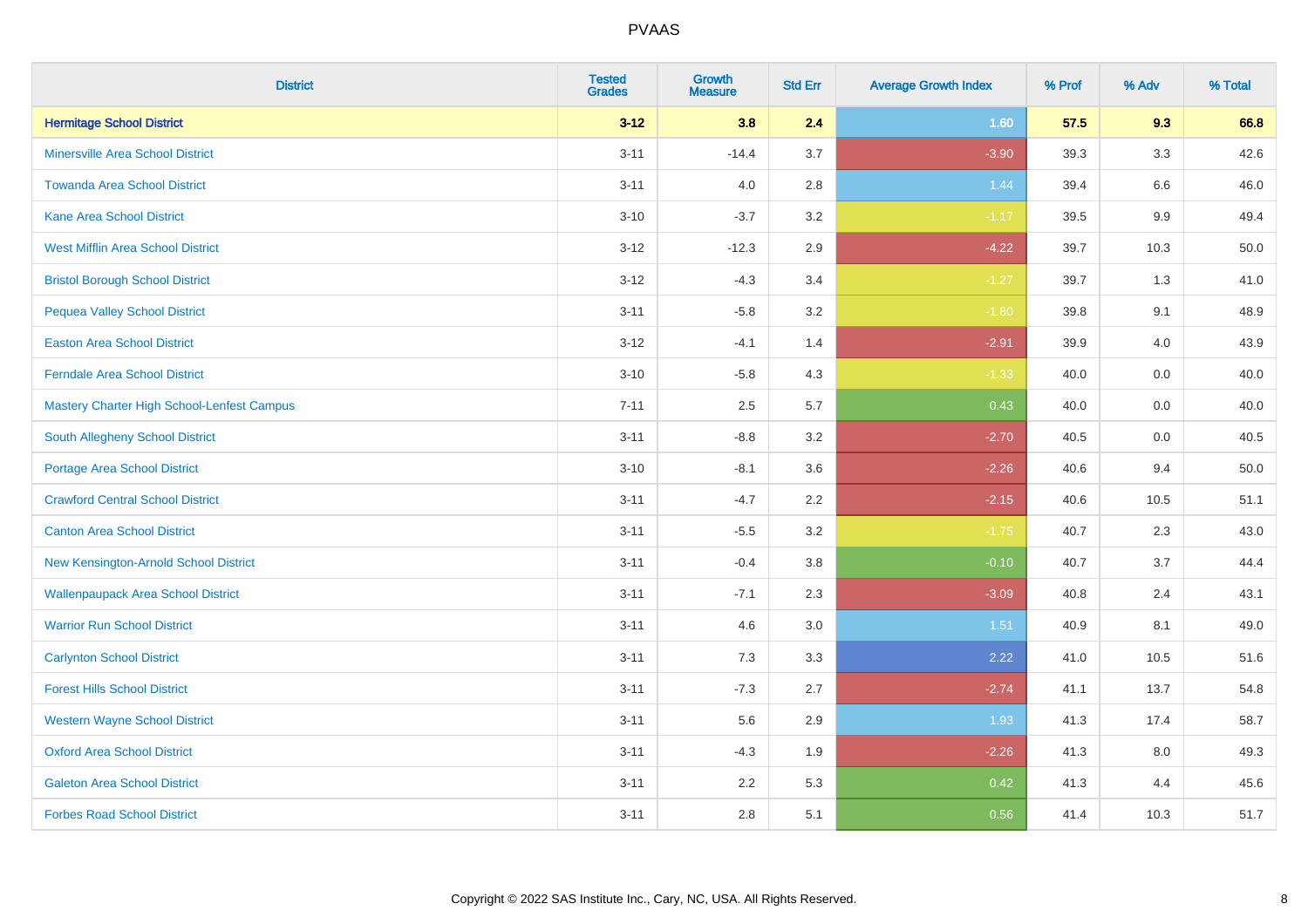# PVAAS

| District | Tested Grades | Growth Measure | Std Err | Average Growth Index | % Prof | % Adv | % Total |
|---|---|---|---|---|---|---|---|
| **Hermitage School District** | **3-12** | **3.8** | **2.4** | **1.60** | **57.5** | **9.3** | **66.8** |
| Minersville Area School District | 3-11 | -14.4 | 3.7 | -3.90 | 39.3 | 3.3 | 42.6 |
| Towanda Area School District | 3-11 | 4.0 | 2.8 | 1.44 | 39.4 | 6.6 | 46.0 |
| Kane Area School District | 3-10 | -3.7 | 3.2 | -1.17 | 39.5 | 9.9 | 49.4 |
| West Mifflin Area School District | 3-12 | -12.3 | 2.9 | -4.22 | 39.7 | 10.3 | 50.0 |
| Bristol Borough School District | 3-12 | -4.3 | 3.4 | -1.27 | 39.7 | 1.3 | 41.0 |
| Pequea Valley School District | 3-11 | -5.8 | 3.2 | -1.80 | 39.8 | 9.1 | 48.9 |
| Easton Area School District | 3-12 | -4.1 | 1.4 | -2.91 | 39.9 | 4.0 | 43.9 |
| Ferndale Area School District | 3-10 | -5.8 | 4.3 | -1.33 | 40.0 | 0.0 | 40.0 |
| Mastery Charter High School-Lenfest Campus | 7-11 | 2.5 | 5.7 | 0.43 | 40.0 | 0.0 | 40.0 |
| South Allegheny School District | 3-11 | -8.8 | 3.2 | -2.70 | 40.5 | 0.0 | 40.5 |
| Portage Area School District | 3-10 | -8.1 | 3.6 | -2.26 | 40.6 | 9.4 | 50.0 |
| Crawford Central School District | 3-11 | -4.7 | 2.2 | -2.15 | 40.6 | 10.5 | 51.1 |
| Canton Area School District | 3-11 | -5.5 | 3.2 | -1.75 | 40.7 | 2.3 | 43.0 |
| New Kensington-Arnold School District | 3-11 | -0.4 | 3.8 | -0.10 | 40.7 | 3.7 | 44.4 |
| Wallenpaupack Area School District | 3-11 | -7.1 | 2.3 | -3.09 | 40.8 | 2.4 | 43.1 |
| Warrior Run School District | 3-11 | 4.6 | 3.0 | 1.51 | 40.9 | 8.1 | 49.0 |
| Carlynton School District | 3-11 | 7.3 | 3.3 | 2.22 | 41.0 | 10.5 | 51.6 |
| Forest Hills School District | 3-11 | -7.3 | 2.7 | -2.74 | 41.1 | 13.7 | 54.8 |
| Western Wayne School District | 3-11 | 5.6 | 2.9 | 1.93 | 41.3 | 17.4 | 58.7 |
| Oxford Area School District | 3-11 | -4.3 | 1.9 | -2.26 | 41.3 | 8.0 | 49.3 |
| Galeton Area School District | 3-11 | 2.2 | 5.3 | 0.42 | 41.3 | 4.4 | 45.6 |
| Forbes Road School District | 3-11 | 2.8 | 5.1 | 0.56 | 41.4 | 10.3 | 51.7 |

Copyright © 2022 SAS Institute Inc., Cary, NC, USA. All Rights Reserved.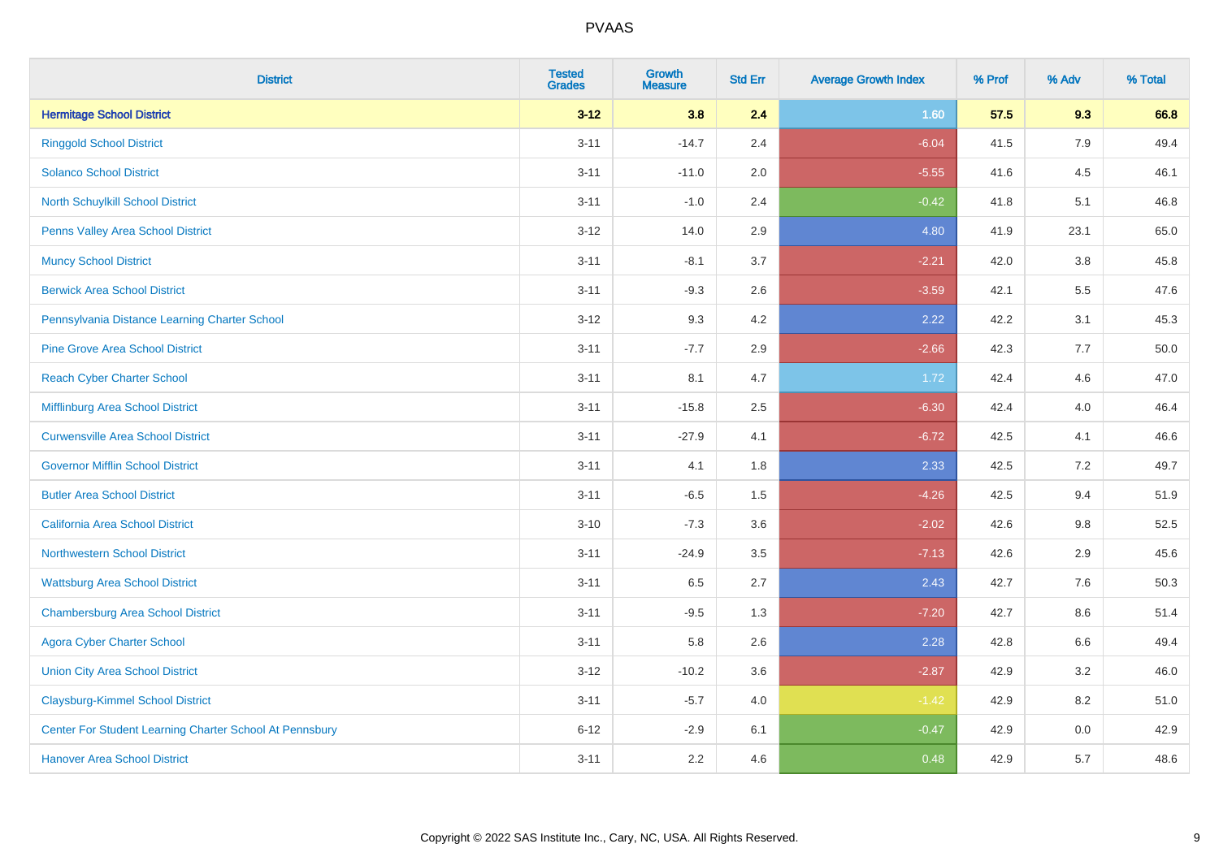PVAAS

| District | Tested Grades | Growth Measure | Std Err | Average Growth Index | % Prof | % Adv | % Total |
|---|---|---|---|---|---|---|---|
| **Hermitage School District** | **3-12** | **3.8** | **2.4** | **1.60** | **57.5** | **9.3** | **66.8** |
| Ringgold School District | 3-11 | -14.7 | 2.4 | -6.04 | 41.5 | 7.9 | 49.4 |
| Solanco School District | 3-11 | -11.0 | 2.0 | -5.55 | 41.6 | 4.5 | 46.1 |
| North Schuylkill School District | 3-11 | -1.0 | 2.4 | -0.42 | 41.8 | 5.1 | 46.8 |
| Penns Valley Area School District | 3-12 | 14.0 | 2.9 | 4.80 | 41.9 | 23.1 | 65.0 |
| Muncy School District | 3-11 | -8.1 | 3.7 | -2.21 | 42.0 | 3.8 | 45.8 |
| Berwick Area School District | 3-11 | -9.3 | 2.6 | -3.59 | 42.1 | 5.5 | 47.6 |
| Pennsylvania Distance Learning Charter School | 3-12 | 9.3 | 4.2 | 2.22 | 42.2 | 3.1 | 45.3 |
| Pine Grove Area School District | 3-11 | -7.7 | 2.9 | -2.66 | 42.3 | 7.7 | 50.0 |
| Reach Cyber Charter School | 3-11 | 8.1 | 4.7 | 1.72 | 42.4 | 4.6 | 47.0 |
| Mifflinburg Area School District | 3-11 | -15.8 | 2.5 | -6.30 | 42.4 | 4.0 | 46.4 |
| Curwensville Area School District | 3-11 | -27.9 | 4.1 | -6.72 | 42.5 | 4.1 | 46.6 |
| Governor Mifflin School District | 3-11 | 4.1 | 1.8 | 2.33 | 42.5 | 7.2 | 49.7 |
| Butler Area School District | 3-11 | -6.5 | 1.5 | -4.26 | 42.5 | 9.4 | 51.9 |
| California Area School District | 3-10 | -7.3 | 3.6 | -2.02 | 42.6 | 9.8 | 52.5 |
| Northwestern School District | 3-11 | -24.9 | 3.5 | -7.13 | 42.6 | 2.9 | 45.6 |
| Wattsburg Area School District | 3-11 | 6.5 | 2.7 | 2.43 | 42.7 | 7.6 | 50.3 |
| Chambersburg Area School District | 3-11 | -9.5 | 1.3 | -7.20 | 42.7 | 8.6 | 51.4 |
| Agora Cyber Charter School | 3-11 | 5.8 | 2.6 | 2.28 | 42.8 | 6.6 | 49.4 |
| Union City Area School District | 3-12 | -10.2 | 3.6 | -2.87 | 42.9 | 3.2 | 46.0 |
| Claysburg-Kimmel School District | 3-11 | -5.7 | 4.0 | -1.42 | 42.9 | 8.2 | 51.0 |
| Center For Student Learning Charter School At Pennsbury | 6-12 | -2.9 | 6.1 | -0.47 | 42.9 | 0.0 | 42.9 |
| Hanover Area School District | 3-11 | 2.2 | 4.6 | 0.48 | 42.9 | 5.7 | 48.6 |

Copyright © 2022 SAS Institute Inc., Cary, NC, USA. All Rights Reserved.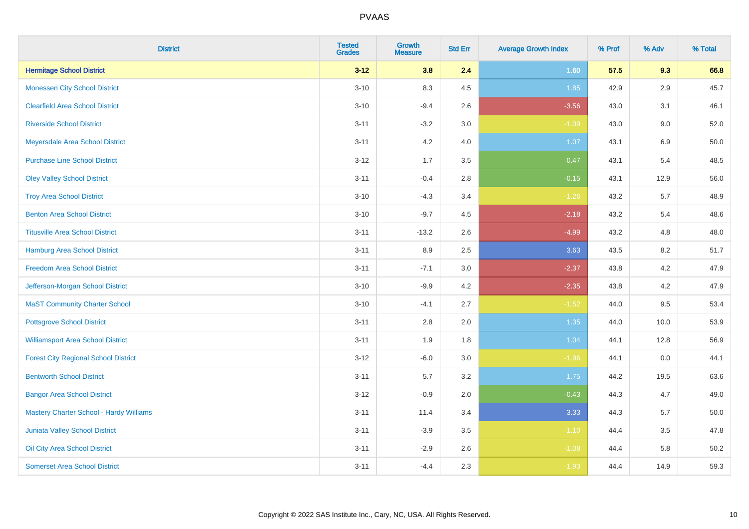PVAAS

| District | Tested Grades | Growth Measure | Std Err | Average Growth Index | % Prof | % Adv | % Total |
|---|---|---|---|---|---|---|---|
| **Hermitage School District** | **3-12** | **3.8** | **2.4** | **1.60** | **57.5** | **9.3** | **66.8** |
| Monessen City School District | 3-10 | 8.3 | 4.5 | 1.85 | 42.9 | 2.9 | 45.7 |
| Clearfield Area School District | 3-10 | -9.4 | 2.6 | -3.56 | 43.0 | 3.1 | 46.1 |
| Riverside School District | 3-11 | -3.2 | 3.0 | -1.09 | 43.0 | 9.0 | 52.0 |
| Meyersdale Area School District | 3-11 | 4.2 | 4.0 | 1.07 | 43.1 | 6.9 | 50.0 |
| Purchase Line School District | 3-12 | 1.7 | 3.5 | 0.47 | 43.1 | 5.4 | 48.5 |
| Oley Valley School District | 3-11 | -0.4 | 2.8 | -0.15 | 43.1 | 12.9 | 56.0 |
| Troy Area School District | 3-10 | -4.3 | 3.4 | -1.26 | 43.2 | 5.7 | 48.9 |
| Benton Area School District | 3-10 | -9.7 | 4.5 | -2.18 | 43.2 | 5.4 | 48.6 |
| Titusville Area School District | 3-11 | -13.2 | 2.6 | -4.99 | 43.2 | 4.8 | 48.0 |
| Hamburg Area School District | 3-11 | 8.9 | 2.5 | 3.63 | 43.5 | 8.2 | 51.7 |
| Freedom Area School District | 3-11 | -7.1 | 3.0 | -2.37 | 43.8 | 4.2 | 47.9 |
| Jefferson-Morgan School District | 3-10 | -9.9 | 4.2 | -2.35 | 43.8 | 4.2 | 47.9 |
| MaST Community Charter School | 3-10 | -4.1 | 2.7 | -1.52 | 44.0 | 9.5 | 53.4 |
| Pottsgrove School District | 3-11 | 2.8 | 2.0 | 1.35 | 44.0 | 10.0 | 53.9 |
| Williamsport Area School District | 3-11 | 1.9 | 1.8 | 1.04 | 44.1 | 12.8 | 56.9 |
| Forest City Regional School District | 3-12 | -6.0 | 3.0 | -1.96 | 44.1 | 0.0 | 44.1 |
| Bentworth School District | 3-11 | 5.7 | 3.2 | 1.75 | 44.2 | 19.5 | 63.6 |
| Bangor Area School District | 3-12 | -0.9 | 2.0 | -0.43 | 44.3 | 4.7 | 49.0 |
| Mastery Charter School - Hardy Williams | 3-11 | 11.4 | 3.4 | 3.33 | 44.3 | 5.7 | 50.0 |
| Juniata Valley School District | 3-11 | -3.9 | 3.5 | -1.10 | 44.4 | 3.5 | 47.8 |
| Oil City Area School District | 3-11 | -2.9 | 2.6 | -1.08 | 44.4 | 5.8 | 50.2 |
| Somerset Area School District | 3-11 | -4.4 | 2.3 | -1.93 | 44.4 | 14.9 | 59.3 |

Copyright © 2022 SAS Institute Inc., Cary, NC, USA. All Rights Reserved.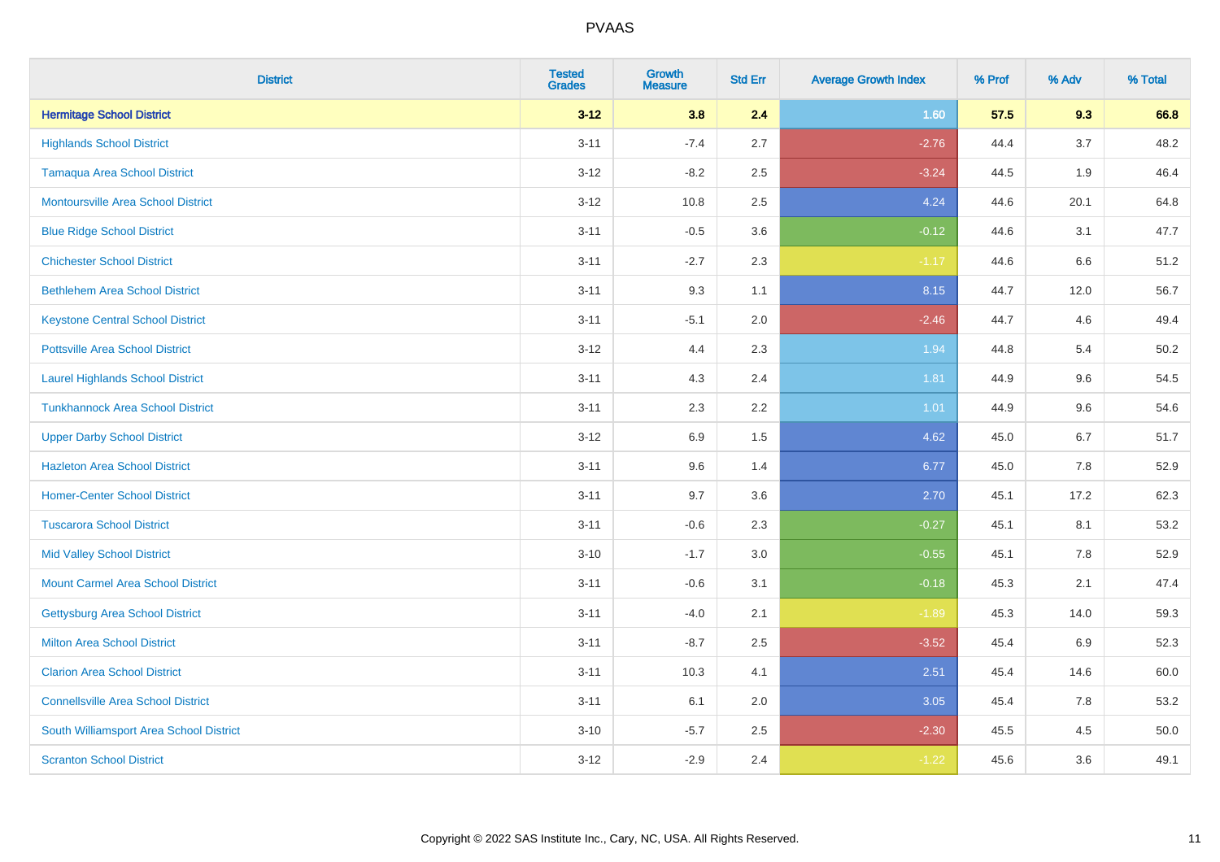| District | Tested Grades | Growth Measure | Std Err | Average Growth Index | % Prof | % Adv | % Total |
|---|---|---|---|---|---|---|---|
| **Hermitage School District** | **3-12** | **3.8** | **2.4** | **1.60** | **57.5** | **9.3** | **66.8** |
| Highlands School District | 3-11 | -7.4 | 2.7 | -2.76 | 44.4 | 3.7 | 48.2 |
| Tamaqua Area School District | 3-12 | -8.2 | 2.5 | -3.24 | 44.5 | 1.9 | 46.4 |
| Montoursville Area School District | 3-12 | 10.8 | 2.5 | 4.24 | 44.6 | 20.1 | 64.8 |
| Blue Ridge School District | 3-11 | -0.5 | 3.6 | -0.12 | 44.6 | 3.1 | 47.7 |
| Chichester School District | 3-11 | -2.7 | 2.3 | -1.17 | 44.6 | 6.6 | 51.2 |
| Bethlehem Area School District | 3-11 | 9.3 | 1.1 | 8.15 | 44.7 | 12.0 | 56.7 |
| Keystone Central School District | 3-11 | -5.1 | 2.0 | -2.46 | 44.7 | 4.6 | 49.4 |
| Pottsville Area School District | 3-12 | 4.4 | 2.3 | 1.94 | 44.8 | 5.4 | 50.2 |
| Laurel Highlands School District | 3-11 | 4.3 | 2.4 | 1.81 | 44.9 | 9.6 | 54.5 |
| Tunkhannock Area School District | 3-11 | 2.3 | 2.2 | 1.01 | 44.9 | 9.6 | 54.6 |
| Upper Darby School District | 3-12 | 6.9 | 1.5 | 4.62 | 45.0 | 6.7 | 51.7 |
| Hazleton Area School District | 3-11 | 9.6 | 1.4 | 6.77 | 45.0 | 7.8 | 52.9 |
| Homer-Center School District | 3-11 | 9.7 | 3.6 | 2.70 | 45.1 | 17.2 | 62.3 |
| Tuscarora School District | 3-11 | -0.6 | 2.3 | -0.27 | 45.1 | 8.1 | 53.2 |
| Mid Valley School District | 3-10 | -1.7 | 3.0 | -0.55 | 45.1 | 7.8 | 52.9 |
| Mount Carmel Area School District | 3-11 | -0.6 | 3.1 | -0.18 | 45.3 | 2.1 | 47.4 |
| Gettysburg Area School District | 3-11 | -4.0 | 2.1 | -1.89 | 45.3 | 14.0 | 59.3 |
| Milton Area School District | 3-11 | -8.7 | 2.5 | -3.52 | 45.4 | 6.9 | 52.3 |
| Clarion Area School District | 3-11 | 10.3 | 4.1 | 2.51 | 45.4 | 14.6 | 60.0 |
| Connellsville Area School District | 3-11 | 6.1 | 2.0 | 3.05 | 45.4 | 7.8 | 53.2 |
| South Williamsport Area School District | 3-10 | -5.7 | 2.5 | -2.30 | 45.5 | 4.5 | 50.0 |
| Scranton School District | 3-12 | -2.9 | 2.4 | -1.22 | 45.6 | 3.6 | 49.1 |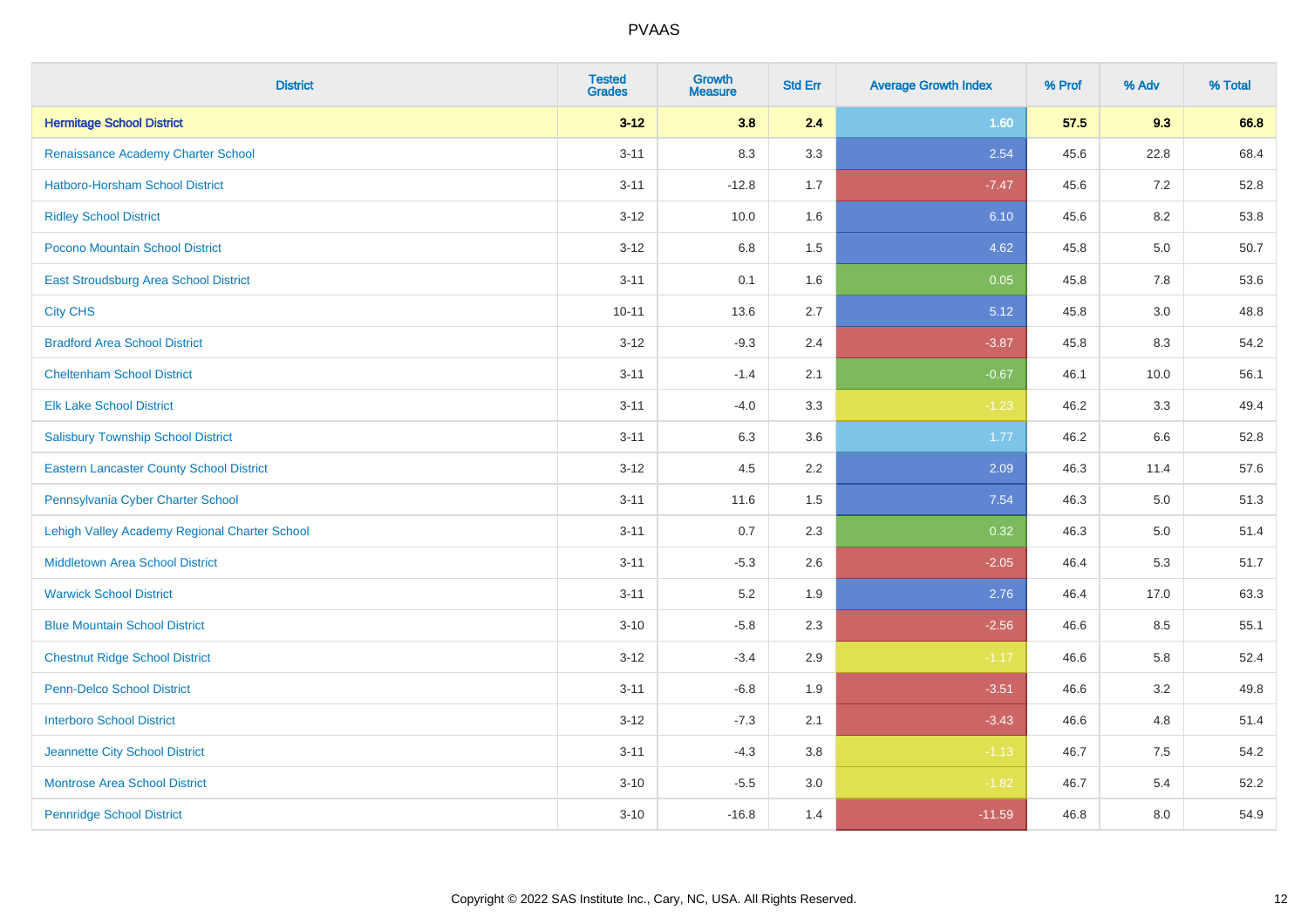# PVAAS

| District | Tested Grades | Growth Measure | Std Err | Average Growth Index | % Prof | % Adv | % Total |
|---|---|---|---|---|---|---|---|
| **Hermitage School District** | **3-12** | **3.8** | **2.4** | **1.60** | **57.5** | **9.3** | **66.8** |
| Renaissance Academy Charter School | 3-11 | 8.3 | 3.3 | 2.54 | 45.6 | 22.8 | 68.4 |
| Hatboro-Horsham School District | 3-11 | -12.8 | 1.7 | -7.47 | 45.6 | 7.2 | 52.8 |
| Ridley School District | 3-12 | 10.0 | 1.6 | 6.10 | 45.6 | 8.2 | 53.8 |
| Pocono Mountain School District | 3-12 | 6.8 | 1.5 | 4.62 | 45.8 | 5.0 | 50.7 |
| East Stroudsburg Area School District | 3-11 | 0.1 | 1.6 | 0.05 | 45.8 | 7.8 | 53.6 |
| City CHS | 10-11 | 13.6 | 2.7 | 5.12 | 45.8 | 3.0 | 48.8 |
| Bradford Area School District | 3-12 | -9.3 | 2.4 | -3.87 | 45.8 | 8.3 | 54.2 |
| Cheltenham School District | 3-11 | -1.4 | 2.1 | -0.67 | 46.1 | 10.0 | 56.1 |
| Elk Lake School District | 3-11 | -4.0 | 3.3 | -1.23 | 46.2 | 3.3 | 49.4 |
| Salisbury Township School District | 3-11 | 6.3 | 3.6 | 1.77 | 46.2 | 6.6 | 52.8 |
| Eastern Lancaster County School District | 3-12 | 4.5 | 2.2 | 2.09 | 46.3 | 11.4 | 57.6 |
| Pennsylvania Cyber Charter School | 3-11 | 11.6 | 1.5 | 7.54 | 46.3 | 5.0 | 51.3 |
| Lehigh Valley Academy Regional Charter School | 3-11 | 0.7 | 2.3 | 0.32 | 46.3 | 5.0 | 51.4 |
| Middletown Area School District | 3-11 | -5.3 | 2.6 | -2.05 | 46.4 | 5.3 | 51.7 |
| Warwick School District | 3-11 | 5.2 | 1.9 | 2.76 | 46.4 | 17.0 | 63.3 |
| Blue Mountain School District | 3-10 | -5.8 | 2.3 | -2.56 | 46.6 | 8.5 | 55.1 |
| Chestnut Ridge School District | 3-12 | -3.4 | 2.9 | -1.17 | 46.6 | 5.8 | 52.4 |
| Penn-Delco School District | 3-11 | -6.8 | 1.9 | -3.51 | 46.6 | 3.2 | 49.8 |
| Interboro School District | 3-12 | -7.3 | 2.1 | -3.43 | 46.6 | 4.8 | 51.4 |
| Jeannette City School District | 3-11 | -4.3 | 3.8 | -1.13 | 46.7 | 7.5 | 54.2 |
| Montrose Area School District | 3-10 | -5.5 | 3.0 | -1.82 | 46.7 | 5.4 | 52.2 |
| Pennridge School District | 3-10 | -16.8 | 1.4 | -11.59 | 46.8 | 8.0 | 54.9 |

Copyright © 2022 SAS Institute Inc., Cary, NC, USA. All Rights Reserved.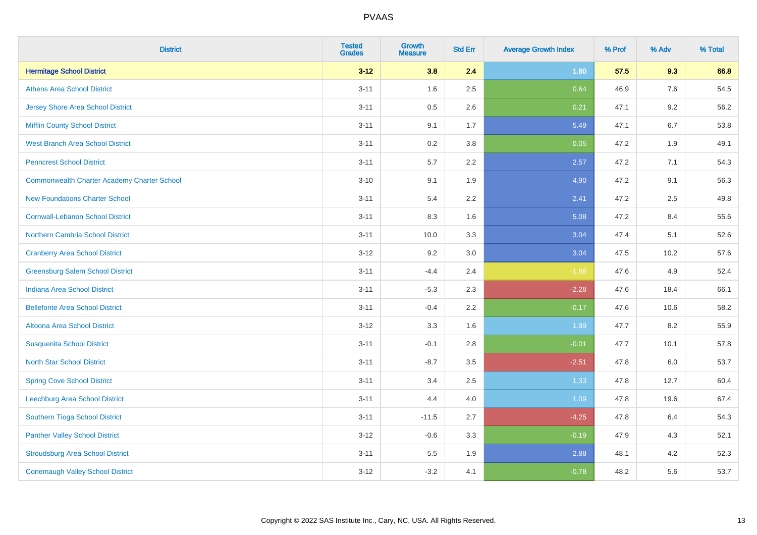PVAAS

| District | Tested Grades | Growth Measure | Std Err | Average Growth Index | % Prof | % Adv | % Total |
|---|---|---|---|---|---|---|---|
| **Hermitage School District** | **3-12** | **3.8** | **2.4** | **1.60** | **57.5** | **9.3** | **66.8** |
| Athens Area School District | 3-11 | 1.6 | 2.5 | 0.64 | 46.9 | 7.6 | 54.5 |
| Jersey Shore Area School District | 3-11 | 0.5 | 2.6 | 0.21 | 47.1 | 9.2 | 56.2 |
| Mifflin County School District | 3-11 | 9.1 | 1.7 | 5.49 | 47.1 | 6.7 | 53.8 |
| West Branch Area School District | 3-11 | 0.2 | 3.8 | 0.05 | 47.2 | 1.9 | 49.1 |
| Penncrest School District | 3-11 | 5.7 | 2.2 | 2.57 | 47.2 | 7.1 | 54.3 |
| Commonwealth Charter Academy Charter School | 3-10 | 9.1 | 1.9 | 4.90 | 47.2 | 9.1 | 56.3 |
| New Foundations Charter School | 3-11 | 5.4 | 2.2 | 2.41 | 47.2 | 2.5 | 49.8 |
| Cornwall-Lebanon School District | 3-11 | 8.3 | 1.6 | 5.08 | 47.2 | 8.4 | 55.6 |
| Northern Cambria School District | 3-11 | 10.0 | 3.3 | 3.04 | 47.4 | 5.1 | 52.6 |
| Cranberry Area School District | 3-12 | 9.2 | 3.0 | 3.04 | 47.5 | 10.2 | 57.6 |
| Greensburg Salem School District | 3-11 | -4.4 | 2.4 | -1.88 | 47.6 | 4.9 | 52.4 |
| Indiana Area School District | 3-11 | -5.3 | 2.3 | -2.28 | 47.6 | 18.4 | 66.1 |
| Bellefonte Area School District | 3-11 | -0.4 | 2.2 | -0.17 | 47.6 | 10.6 | 58.2 |
| Altoona Area School District | 3-12 | 3.3 | 1.6 | 1.99 | 47.7 | 8.2 | 55.9 |
| Susquenita School District | 3-11 | -0.1 | 2.8 | -0.01 | 47.7 | 10.1 | 57.8 |
| North Star School District | 3-11 | -8.7 | 3.5 | -2.51 | 47.8 | 6.0 | 53.7 |
| Spring Cove School District | 3-11 | 3.4 | 2.5 | 1.33 | 47.8 | 12.7 | 60.4 |
| Leechburg Area School District | 3-11 | 4.4 | 4.0 | 1.09 | 47.8 | 19.6 | 67.4 |
| Southern Tioga School District | 3-11 | -11.5 | 2.7 | -4.25 | 47.8 | 6.4 | 54.3 |
| Panther Valley School District | 3-12 | -0.6 | 3.3 | -0.19 | 47.9 | 4.3 | 52.1 |
| Stroudsburg Area School District | 3-11 | 5.5 | 1.9 | 2.88 | 48.1 | 4.2 | 52.3 |
| Conemaugh Valley School District | 3-12 | -3.2 | 4.1 | -0.78 | 48.2 | 5.6 | 53.7 |

Copyright © 2022 SAS Institute Inc., Cary, NC, USA. All Rights Reserved.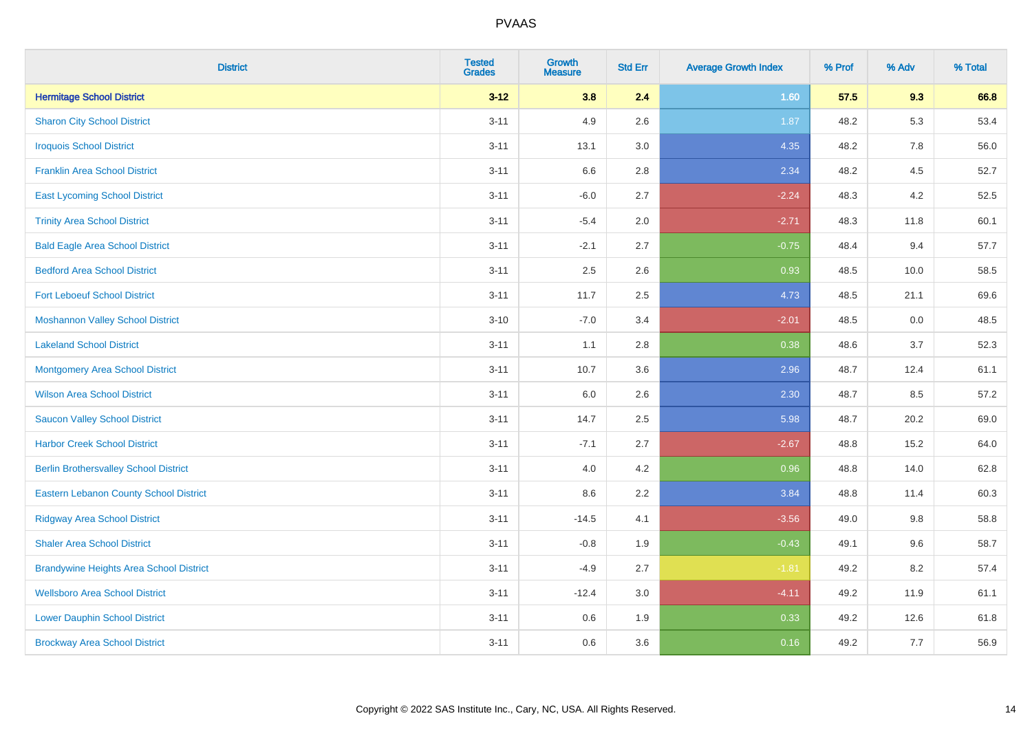| District | Tested Grades | Growth Measure | Std Err | Average Growth Index | % Prof | % Adv | % Total |
|---|---|---|---|---|---|---|---|
| **Hermitage School District** | **3-12** | **3.8** | **2.4** | **1.60** | **57.5** | **9.3** | **66.8** |
| Sharon City School District | 3-11 | 4.9 | 2.6 | 1.87 | 48.2 | 5.3 | 53.4 |
| Iroquois School District | 3-11 | 13.1 | 3.0 | 4.35 | 48.2 | 7.8 | 56.0 |
| Franklin Area School District | 3-11 | 6.6 | 2.8 | 2.34 | 48.2 | 4.5 | 52.7 |
| East Lycoming School District | 3-11 | -6.0 | 2.7 | -2.24 | 48.3 | 4.2 | 52.5 |
| Trinity Area School District | 3-11 | -5.4 | 2.0 | -2.71 | 48.3 | 11.8 | 60.1 |
| Bald Eagle Area School District | 3-11 | -2.1 | 2.7 | -0.75 | 48.4 | 9.4 | 57.7 |
| Bedford Area School District | 3-11 | 2.5 | 2.6 | 0.93 | 48.5 | 10.0 | 58.5 |
| Fort Leboeuf School District | 3-11 | 11.7 | 2.5 | 4.73 | 48.5 | 21.1 | 69.6 |
| Moshannon Valley School District | 3-10 | -7.0 | 3.4 | -2.01 | 48.5 | 0.0 | 48.5 |
| Lakeland School District | 3-11 | 1.1 | 2.8 | 0.38 | 48.6 | 3.7 | 52.3 |
| Montgomery Area School District | 3-11 | 10.7 | 3.6 | 2.96 | 48.7 | 12.4 | 61.1 |
| Wilson Area School District | 3-11 | 6.0 | 2.6 | 2.30 | 48.7 | 8.5 | 57.2 |
| Saucon Valley School District | 3-11 | 14.7 | 2.5 | 5.98 | 48.7 | 20.2 | 69.0 |
| Harbor Creek School District | 3-11 | -7.1 | 2.7 | -2.67 | 48.8 | 15.2 | 64.0 |
| Berlin Brothersvalley School District | 3-11 | 4.0 | 4.2 | 0.96 | 48.8 | 14.0 | 62.8 |
| Eastern Lebanon County School District | 3-11 | 8.6 | 2.2 | 3.84 | 48.8 | 11.4 | 60.3 |
| Ridgway Area School District | 3-11 | -14.5 | 4.1 | -3.56 | 49.0 | 9.8 | 58.8 |
| Shaler Area School District | 3-11 | -0.8 | 1.9 | -0.43 | 49.1 | 9.6 | 58.7 |
| Brandywine Heights Area School District | 3-11 | -4.9 | 2.7 | -1.81 | 49.2 | 8.2 | 57.4 |
| Wellsboro Area School District | 3-11 | -12.4 | 3.0 | -4.11 | 49.2 | 11.9 | 61.1 |
| Lower Dauphin School District | 3-11 | 0.6 | 1.9 | 0.33 | 49.2 | 12.6 | 61.8 |
| Brockway Area School District | 3-11 | 0.6 | 3.6 | 0.16 | 49.2 | 7.7 | 56.9 |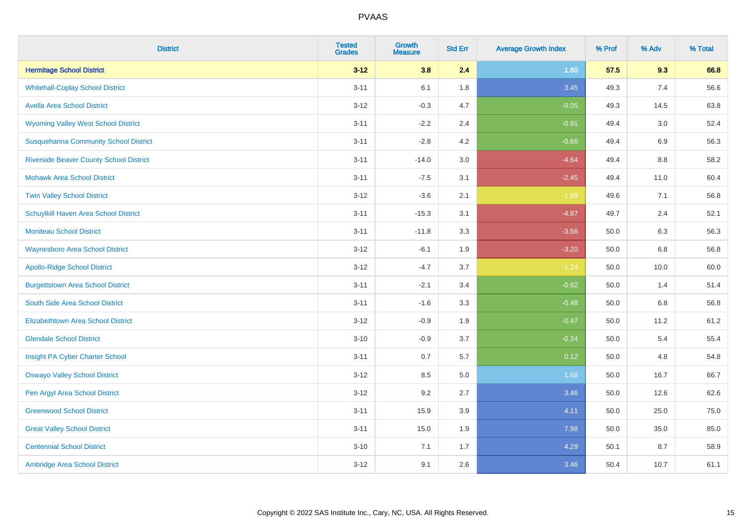# PVAAS

| District | Tested Grades | Growth Measure | Std Err | Average Growth Index | % Prof | % Adv | % Total |
|---|---|---|---|---|---|---|---|
| **Hermitage School District** | **3-12** | **3.8** | **2.4** | **1.60** | **57.5** | **9.3** | **66.8** |
| Whitehall-Coplay School District | 3-11 | 6.1 | 1.8 | 3.45 | 49.3 | 7.4 | 56.6 |
| Avella Area School District | 3-12 | -0.3 | 4.7 | -0.05 | 49.3 | 14.5 | 63.8 |
| Wyoming Valley West School District | 3-11 | -2.2 | 2.4 | -0.91 | 49.4 | 3.0 | 52.4 |
| Susquehanna Community School District | 3-11 | -2.8 | 4.2 | -0.66 | 49.4 | 6.9 | 56.3 |
| Riverside Beaver County School District | 3-11 | -14.0 | 3.0 | -4.64 | 49.4 | 8.8 | 58.2 |
| Mohawk Area School District | 3-11 | -7.5 | 3.1 | -2.45 | 49.4 | 11.0 | 60.4 |
| Twin Valley School District | 3-12 | -3.6 | 2.1 | -1.69 | 49.6 | 7.1 | 56.8 |
| Schuylkill Haven Area School District | 3-11 | -15.3 | 3.1 | -4.87 | 49.7 | 2.4 | 52.1 |
| Moniteau School District | 3-11 | -11.8 | 3.3 | -3.56 | 50.0 | 6.3 | 56.3 |
| Waynesboro Area School District | 3-12 | -6.1 | 1.9 | -3.20 | 50.0 | 6.8 | 56.8 |
| Apollo-Ridge School District | 3-12 | -4.7 | 3.7 | -1.24 | 50.0 | 10.0 | 60.0 |
| Burgettstown Area School District | 3-11 | -2.1 | 3.4 | -0.62 | 50.0 | 1.4 | 51.4 |
| South Side Area School District | 3-11 | -1.6 | 3.3 | -0.48 | 50.0 | 6.8 | 56.8 |
| Elizabethtown Area School District | 3-12 | -0.9 | 1.9 | -0.47 | 50.0 | 11.2 | 61.2 |
| Glendale School District | 3-10 | -0.9 | 3.7 | -0.24 | 50.0 | 5.4 | 55.4 |
| Insight PA Cyber Charter School | 3-11 | 0.7 | 5.7 | 0.12 | 50.0 | 4.8 | 54.8 |
| Oswayo Valley School District | 3-12 | 8.5 | 5.0 | 1.68 | 50.0 | 16.7 | 66.7 |
| Pen Argyl Area School District | 3-12 | 9.2 | 2.7 | 3.46 | 50.0 | 12.6 | 62.6 |
| Greenwood School District | 3-11 | 15.9 | 3.9 | 4.11 | 50.0 | 25.0 | 75.0 |
| Great Valley School District | 3-11 | 15.0 | 1.9 | 7.98 | 50.0 | 35.0 | 85.0 |
| Centennial School District | 3-10 | 7.1 | 1.7 | 4.29 | 50.1 | 8.7 | 58.9 |
| Ambridge Area School District | 3-12 | 9.1 | 2.6 | 3.46 | 50.4 | 10.7 | 61.1 |

Copyright © 2022 SAS Institute Inc., Cary, NC, USA. All Rights Reserved.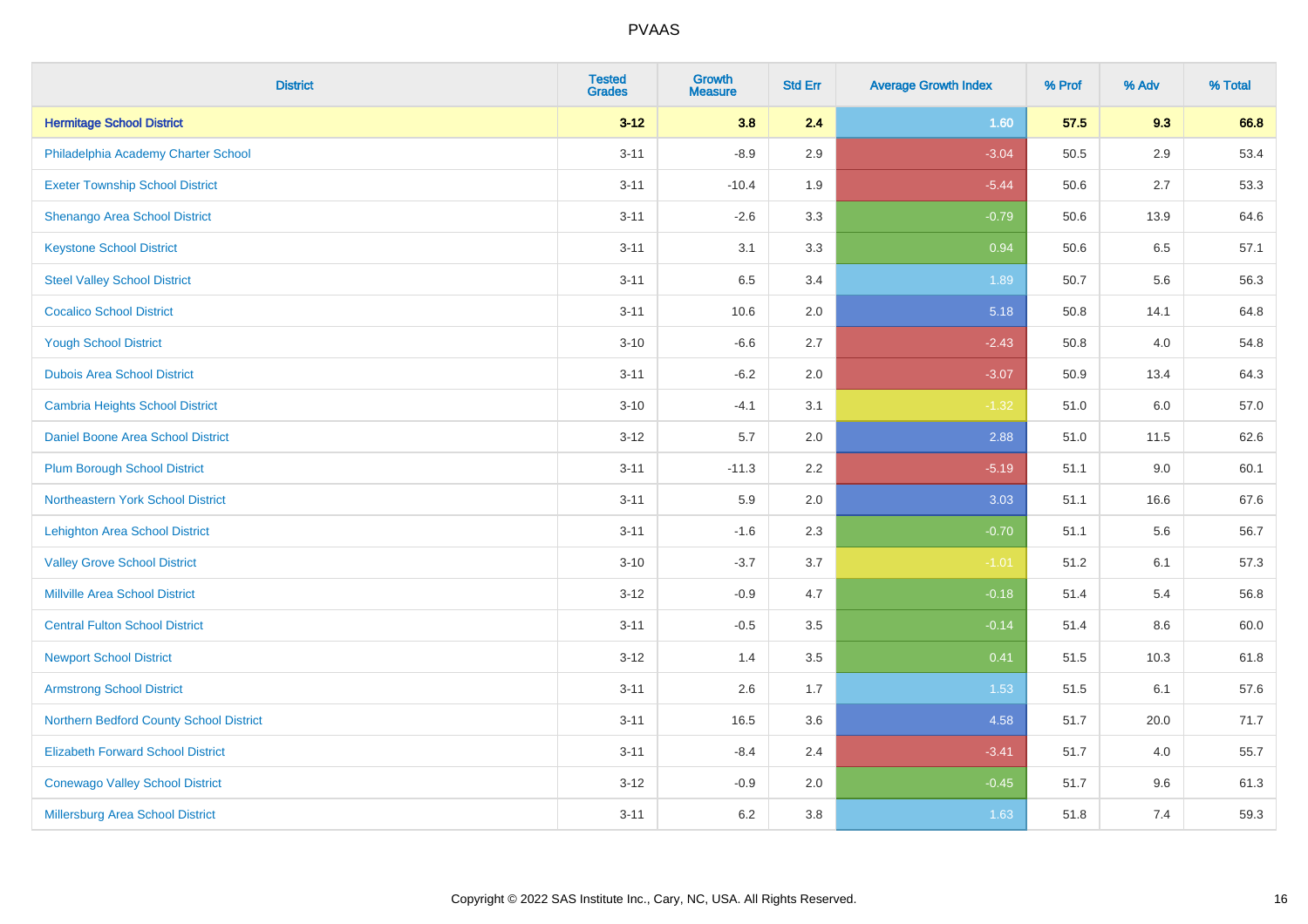| District | Tested Grades | Growth Measure | Std Err | Average Growth Index | % Prof | % Adv | % Total |
|---|---|---|---|---|---|---|---|
| **Hermitage School District** | **3-12** | **3.8** | **2.4** | **1.60** | **57.5** | **9.3** | **66.8** |
| Philadelphia Academy Charter School | 3-11 | -8.9 | 2.9 | -3.04 | 50.5 | 2.9 | 53.4 |
| Exeter Township School District | 3-11 | -10.4 | 1.9 | -5.44 | 50.6 | 2.7 | 53.3 |
| Shenango Area School District | 3-11 | -2.6 | 3.3 | -0.79 | 50.6 | 13.9 | 64.6 |
| Keystone School District | 3-11 | 3.1 | 3.3 | 0.94 | 50.6 | 6.5 | 57.1 |
| Steel Valley School District | 3-11 | 6.5 | 3.4 | 1.89 | 50.7 | 5.6 | 56.3 |
| Cocalico School District | 3-11 | 10.6 | 2.0 | 5.18 | 50.8 | 14.1 | 64.8 |
| Yough School District | 3-10 | -6.6 | 2.7 | -2.43 | 50.8 | 4.0 | 54.8 |
| Dubois Area School District | 3-11 | -6.2 | 2.0 | -3.07 | 50.9 | 13.4 | 64.3 |
| Cambria Heights School District | 3-10 | -4.1 | 3.1 | -1.32 | 51.0 | 6.0 | 57.0 |
| Daniel Boone Area School District | 3-12 | 5.7 | 2.0 | 2.88 | 51.0 | 11.5 | 62.6 |
| Plum Borough School District | 3-11 | -11.3 | 2.2 | -5.19 | 51.1 | 9.0 | 60.1 |
| Northeastern York School District | 3-11 | 5.9 | 2.0 | 3.03 | 51.1 | 16.6 | 67.6 |
| Lehighton Area School District | 3-11 | -1.6 | 2.3 | -0.70 | 51.1 | 5.6 | 56.7 |
| Valley Grove School District | 3-10 | -3.7 | 3.7 | -1.01 | 51.2 | 6.1 | 57.3 |
| Millville Area School District | 3-12 | -0.9 | 4.7 | -0.18 | 51.4 | 5.4 | 56.8 |
| Central Fulton School District | 3-11 | -0.5 | 3.5 | -0.14 | 51.4 | 8.6 | 60.0 |
| Newport School District | 3-12 | 1.4 | 3.5 | 0.41 | 51.5 | 10.3 | 61.8 |
| Armstrong School District | 3-11 | 2.6 | 1.7 | 1.53 | 51.5 | 6.1 | 57.6 |
| Northern Bedford County School District | 3-11 | 16.5 | 3.6 | 4.58 | 51.7 | 20.0 | 71.7 |
| Elizabeth Forward School District | 3-11 | -8.4 | 2.4 | -3.41 | 51.7 | 4.0 | 55.7 |
| Conewago Valley School District | 3-12 | -0.9 | 2.0 | -0.45 | 51.7 | 9.6 | 61.3 |
| Millersburg Area School District | 3-11 | 6.2 | 3.8 | 1.63 | 51.8 | 7.4 | 59.3 |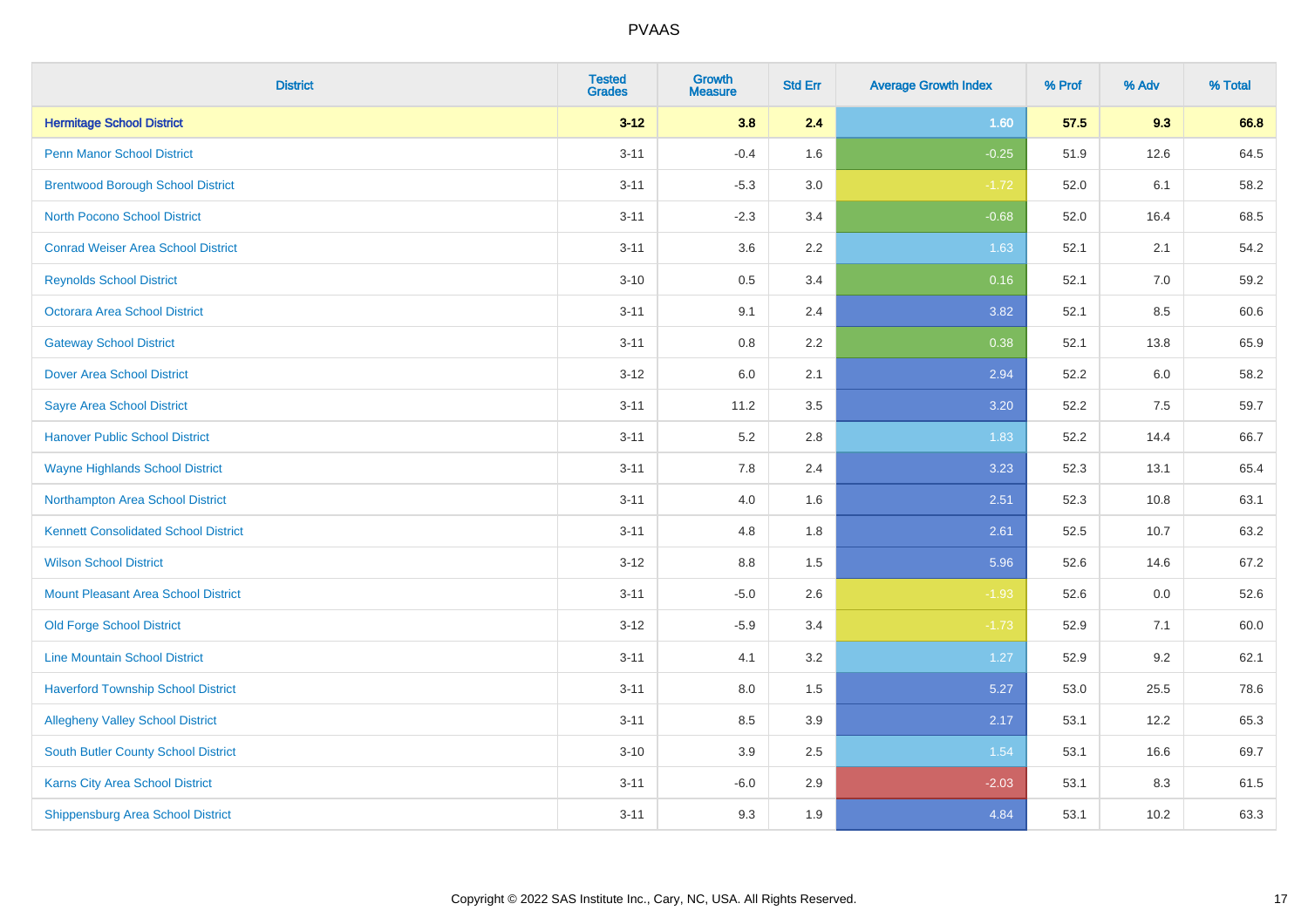PVAAS

| District | Tested Grades | Growth Measure | Std Err | Average Growth Index | % Prof | % Adv | % Total |
|---|---|---|---|---|---|---|---|
| **Hermitage School District** | **3-12** | **3.8** | **2.4** | **1.60** | **57.5** | **9.3** | **66.8** |
| Penn Manor School District | 3-11 | -0.4 | 1.6 | -0.25 | 51.9 | 12.6 | 64.5 |
| Brentwood Borough School District | 3-11 | -5.3 | 3.0 | -1.72 | 52.0 | 6.1 | 58.2 |
| North Pocono School District | 3-11 | -2.3 | 3.4 | -0.68 | 52.0 | 16.4 | 68.5 |
| Conrad Weiser Area School District | 3-11 | 3.6 | 2.2 | 1.63 | 52.1 | 2.1 | 54.2 |
| Reynolds School District | 3-10 | 0.5 | 3.4 | 0.16 | 52.1 | 7.0 | 59.2 |
| Octorara Area School District | 3-11 | 9.1 | 2.4 | 3.82 | 52.1 | 8.5 | 60.6 |
| Gateway School District | 3-11 | 0.8 | 2.2 | 0.38 | 52.1 | 13.8 | 65.9 |
| Dover Area School District | 3-12 | 6.0 | 2.1 | 2.94 | 52.2 | 6.0 | 58.2 |
| Sayre Area School District | 3-11 | 11.2 | 3.5 | 3.20 | 52.2 | 7.5 | 59.7 |
| Hanover Public School District | 3-11 | 5.2 | 2.8 | 1.83 | 52.2 | 14.4 | 66.7 |
| Wayne Highlands School District | 3-11 | 7.8 | 2.4 | 3.23 | 52.3 | 13.1 | 65.4 |
| Northampton Area School District | 3-11 | 4.0 | 1.6 | 2.51 | 52.3 | 10.8 | 63.1 |
| Kennett Consolidated School District | 3-11 | 4.8 | 1.8 | 2.61 | 52.5 | 10.7 | 63.2 |
| Wilson School District | 3-12 | 8.8 | 1.5 | 5.96 | 52.6 | 14.6 | 67.2 |
| Mount Pleasant Area School District | 3-11 | -5.0 | 2.6 | -1.93 | 52.6 | 0.0 | 52.6 |
| Old Forge School District | 3-12 | -5.9 | 3.4 | -1.73 | 52.9 | 7.1 | 60.0 |
| Line Mountain School District | 3-11 | 4.1 | 3.2 | 1.27 | 52.9 | 9.2 | 62.1 |
| Haverford Township School District | 3-11 | 8.0 | 1.5 | 5.27 | 53.0 | 25.5 | 78.6 |
| Allegheny Valley School District | 3-11 | 8.5 | 3.9 | 2.17 | 53.1 | 12.2 | 65.3 |
| South Butler County School District | 3-10 | 3.9 | 2.5 | 1.54 | 53.1 | 16.6 | 69.7 |
| Karns City Area School District | 3-11 | -6.0 | 2.9 | -2.03 | 53.1 | 8.3 | 61.5 |
| Shippensburg Area School District | 3-11 | 9.3 | 1.9 | 4.84 | 53.1 | 10.2 | 63.3 |

Copyright © 2022 SAS Institute Inc., Cary, NC, USA. All Rights Reserved.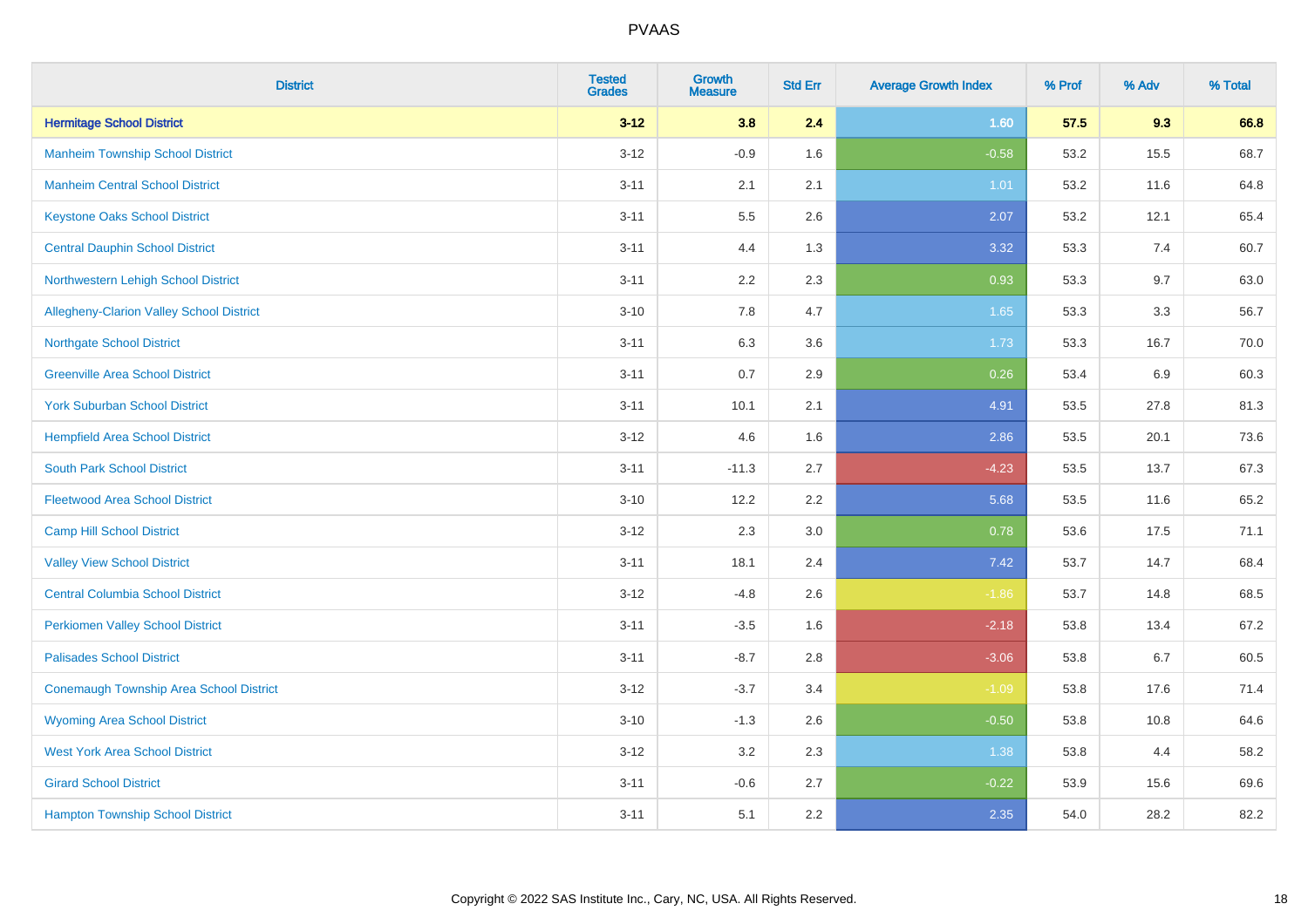# PVAAS

| District | Tested Grades | Growth Measure | Std Err | Average Growth Index | % Prof | % Adv | % Total |
|---|---|---|---|---|---|---|---|
| **Hermitage School District** | **3-12** | **3.8** | **2.4** | **1.60** | **57.5** | **9.3** | **66.8** |
| Manheim Township School District | 3-12 | -0.9 | 1.6 | -0.58 | 53.2 | 15.5 | 68.7 |
| Manheim Central School District | 3-11 | 2.1 | 2.1 | 1.01 | 53.2 | 11.6 | 64.8 |
| Keystone Oaks School District | 3-11 | 5.5 | 2.6 | 2.07 | 53.2 | 12.1 | 65.4 |
| Central Dauphin School District | 3-11 | 4.4 | 1.3 | 3.32 | 53.3 | 7.4 | 60.7 |
| Northwestern Lehigh School District | 3-11 | 2.2 | 2.3 | 0.93 | 53.3 | 9.7 | 63.0 |
| Allegheny-Clarion Valley School District | 3-10 | 7.8 | 4.7 | 1.65 | 53.3 | 3.3 | 56.7 |
| Northgate School District | 3-11 | 6.3 | 3.6 | 1.73 | 53.3 | 16.7 | 70.0 |
| Greenville Area School District | 3-11 | 0.7 | 2.9 | 0.26 | 53.4 | 6.9 | 60.3 |
| York Suburban School District | 3-11 | 10.1 | 2.1 | 4.91 | 53.5 | 27.8 | 81.3 |
| Hempfield Area School District | 3-12 | 4.6 | 1.6 | 2.86 | 53.5 | 20.1 | 73.6 |
| South Park School District | 3-11 | -11.3 | 2.7 | -4.23 | 53.5 | 13.7 | 67.3 |
| Fleetwood Area School District | 3-10 | 12.2 | 2.2 | 5.68 | 53.5 | 11.6 | 65.2 |
| Camp Hill School District | 3-12 | 2.3 | 3.0 | 0.78 | 53.6 | 17.5 | 71.1 |
| Valley View School District | 3-11 | 18.1 | 2.4 | 7.42 | 53.7 | 14.7 | 68.4 |
| Central Columbia School District | 3-12 | -4.8 | 2.6 | -1.86 | 53.7 | 14.8 | 68.5 |
| Perkiomen Valley School District | 3-11 | -3.5 | 1.6 | -2.18 | 53.8 | 13.4 | 67.2 |
| Palisades School District | 3-11 | -8.7 | 2.8 | -3.06 | 53.8 | 6.7 | 60.5 |
| Conemaugh Township Area School District | 3-12 | -3.7 | 3.4 | -1.09 | 53.8 | 17.6 | 71.4 |
| Wyoming Area School District | 3-10 | -1.3 | 2.6 | -0.50 | 53.8 | 10.8 | 64.6 |
| West York Area School District | 3-12 | 3.2 | 2.3 | 1.38 | 53.8 | 4.4 | 58.2 |
| Girard School District | 3-11 | -0.6 | 2.7 | -0.22 | 53.9 | 15.6 | 69.6 |
| Hampton Township School District | 3-11 | 5.1 | 2.2 | 2.35 | 54.0 | 28.2 | 82.2 |

Copyright © 2022 SAS Institute Inc., Cary, NC, USA. All Rights Reserved.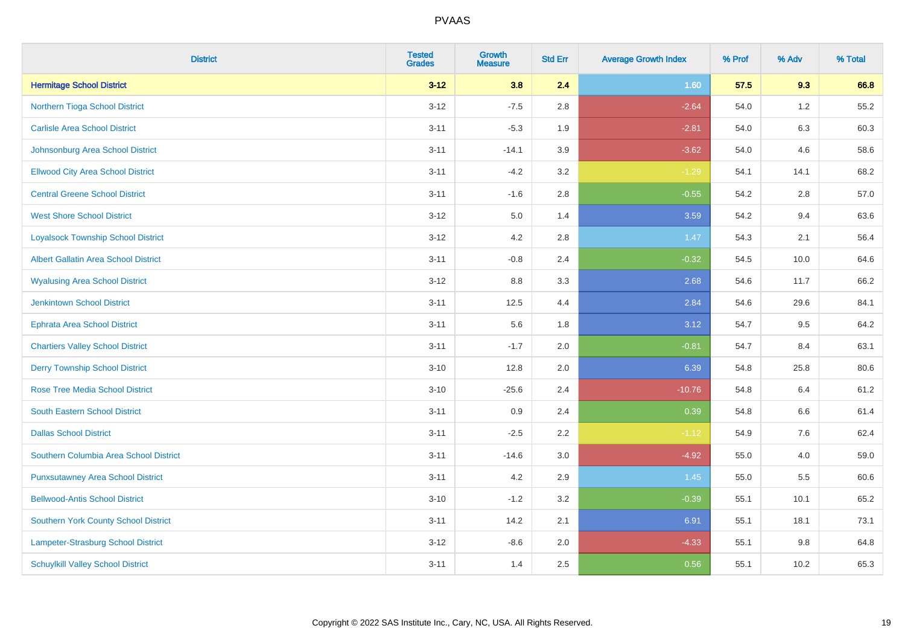# PVAAS

| District | Tested Grades | Growth Measure | Std Err | Average Growth Index | % Prof | % Adv | % Total |
|---|---|---|---|---|---|---|---|
| **Hermitage School District** | **3-12** | **3.8** | **2.4** | **1.60** | **57.5** | **9.3** | **66.8** |
| Northern Tioga School District | 3-12 | -7.5 | 2.8 | -2.64 | 54.0 | 1.2 | 55.2 |
| Carlisle Area School District | 3-11 | -5.3 | 1.9 | -2.81 | 54.0 | 6.3 | 60.3 |
| Johnsonburg Area School District | 3-11 | -14.1 | 3.9 | -3.62 | 54.0 | 4.6 | 58.6 |
| Ellwood City Area School District | 3-11 | -4.2 | 3.2 | -1.29 | 54.1 | 14.1 | 68.2 |
| Central Greene School District | 3-11 | -1.6 | 2.8 | -0.55 | 54.2 | 2.8 | 57.0 |
| West Shore School District | 3-12 | 5.0 | 1.4 | 3.59 | 54.2 | 9.4 | 63.6 |
| Loyalsock Township School District | 3-12 | 4.2 | 2.8 | 1.47 | 54.3 | 2.1 | 56.4 |
| Albert Gallatin Area School District | 3-11 | -0.8 | 2.4 | -0.32 | 54.5 | 10.0 | 64.6 |
| Wyalusing Area School District | 3-12 | 8.8 | 3.3 | 2.68 | 54.6 | 11.7 | 66.2 |
| Jenkintown School District | 3-11 | 12.5 | 4.4 | 2.84 | 54.6 | 29.6 | 84.1 |
| Ephrata Area School District | 3-11 | 5.6 | 1.8 | 3.12 | 54.7 | 9.5 | 64.2 |
| Chartiers Valley School District | 3-11 | -1.7 | 2.0 | -0.81 | 54.7 | 8.4 | 63.1 |
| Derry Township School District | 3-10 | 12.8 | 2.0 | 6.39 | 54.8 | 25.8 | 80.6 |
| Rose Tree Media School District | 3-10 | -25.6 | 2.4 | -10.76 | 54.8 | 6.4 | 61.2 |
| South Eastern School District | 3-11 | 0.9 | 2.4 | 0.39 | 54.8 | 6.6 | 61.4 |
| Dallas School District | 3-11 | -2.5 | 2.2 | -1.12 | 54.9 | 7.6 | 62.4 |
| Southern Columbia Area School District | 3-11 | -14.6 | 3.0 | -4.92 | 55.0 | 4.0 | 59.0 |
| Punxsutawney Area School District | 3-11 | 4.2 | 2.9 | 1.45 | 55.0 | 5.5 | 60.6 |
| Bellwood-Antis School District | 3-10 | -1.2 | 3.2 | -0.39 | 55.1 | 10.1 | 65.2 |
| Southern York County School District | 3-11 | 14.2 | 2.1 | 6.91 | 55.1 | 18.1 | 73.1 |
| Lampeter-Strasburg School District | 3-12 | -8.6 | 2.0 | -4.33 | 55.1 | 9.8 | 64.8 |
| Schuylkill Valley School District | 3-11 | 1.4 | 2.5 | 0.56 | 55.1 | 10.2 | 65.3 |

Copyright © 2022 SAS Institute Inc., Cary, NC, USA. All Rights Reserved.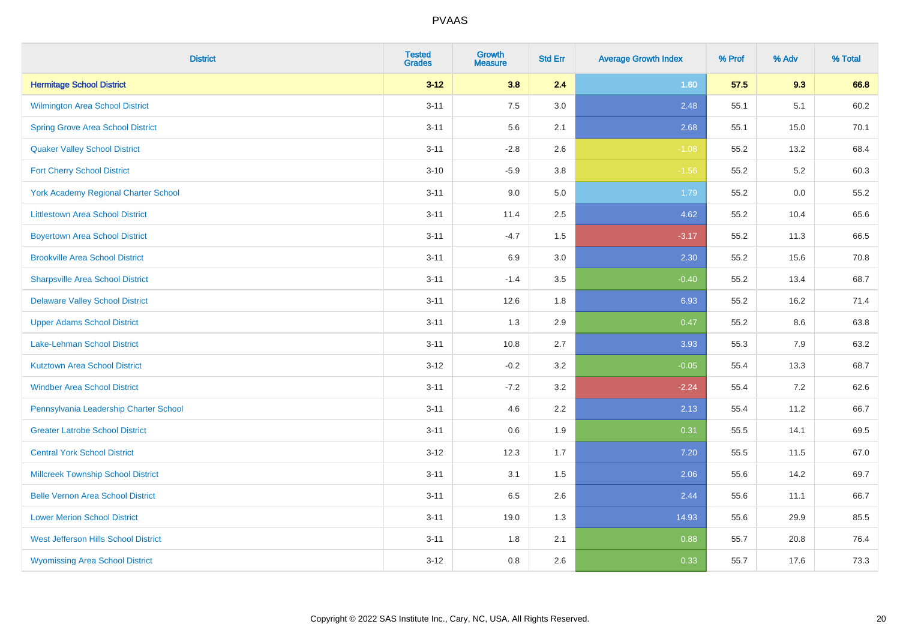# PVAAS

| District | Tested Grades | Growth Measure | Std Err | Average Growth Index | % Prof | % Adv | % Total |
|---|---|---|---|---|---|---|---|
| **Hermitage School District** | **3-12** | **3.8** | **2.4** | **1.60** | **57.5** | **9.3** | **66.8** |
| Wilmington Area School District | 3-11 | 7.5 | 3.0 | 2.48 | 55.1 | 5.1 | 60.2 |
| Spring Grove Area School District | 3-11 | 5.6 | 2.1 | 2.68 | 55.1 | 15.0 | 70.1 |
| Quaker Valley School District | 3-11 | -2.8 | 2.6 | -1.08 | 55.2 | 13.2 | 68.4 |
| Fort Cherry School District | 3-10 | -5.9 | 3.8 | -1.56 | 55.2 | 5.2 | 60.3 |
| York Academy Regional Charter School | 3-11 | 9.0 | 5.0 | 1.79 | 55.2 | 0.0 | 55.2 |
| Littlestown Area School District | 3-11 | 11.4 | 2.5 | 4.62 | 55.2 | 10.4 | 65.6 |
| Boyertown Area School District | 3-11 | -4.7 | 1.5 | -3.17 | 55.2 | 11.3 | 66.5 |
| Brookville Area School District | 3-11 | 6.9 | 3.0 | 2.30 | 55.2 | 15.6 | 70.8 |
| Sharpsville Area School District | 3-11 | -1.4 | 3.5 | -0.40 | 55.2 | 13.4 | 68.7 |
| Delaware Valley School District | 3-11 | 12.6 | 1.8 | 6.93 | 55.2 | 16.2 | 71.4 |
| Upper Adams School District | 3-11 | 1.3 | 2.9 | 0.47 | 55.2 | 8.6 | 63.8 |
| Lake-Lehman School District | 3-11 | 10.8 | 2.7 | 3.93 | 55.3 | 7.9 | 63.2 |
| Kutztown Area School District | 3-12 | -0.2 | 3.2 | -0.05 | 55.4 | 13.3 | 68.7 |
| Windber Area School District | 3-11 | -7.2 | 3.2 | -2.24 | 55.4 | 7.2 | 62.6 |
| Pennsylvania Leadership Charter School | 3-11 | 4.6 | 2.2 | 2.13 | 55.4 | 11.2 | 66.7 |
| Greater Latrobe School District | 3-11 | 0.6 | 1.9 | 0.31 | 55.5 | 14.1 | 69.5 |
| Central York School District | 3-12 | 12.3 | 1.7 | 7.20 | 55.5 | 11.5 | 67.0 |
| Millcreek Township School District | 3-11 | 3.1 | 1.5 | 2.06 | 55.6 | 14.2 | 69.7 |
| Belle Vernon Area School District | 3-11 | 6.5 | 2.6 | 2.44 | 55.6 | 11.1 | 66.7 |
| Lower Merion School District | 3-11 | 19.0 | 1.3 | 14.93 | 55.6 | 29.9 | 85.5 |
| West Jefferson Hills School District | 3-11 | 1.8 | 2.1 | 0.88 | 55.7 | 20.8 | 76.4 |
| Wyomissing Area School District | 3-12 | 0.8 | 2.6 | 0.33 | 55.7 | 17.6 | 73.3 |

Copyright © 2022 SAS Institute Inc., Cary, NC, USA. All Rights Reserved.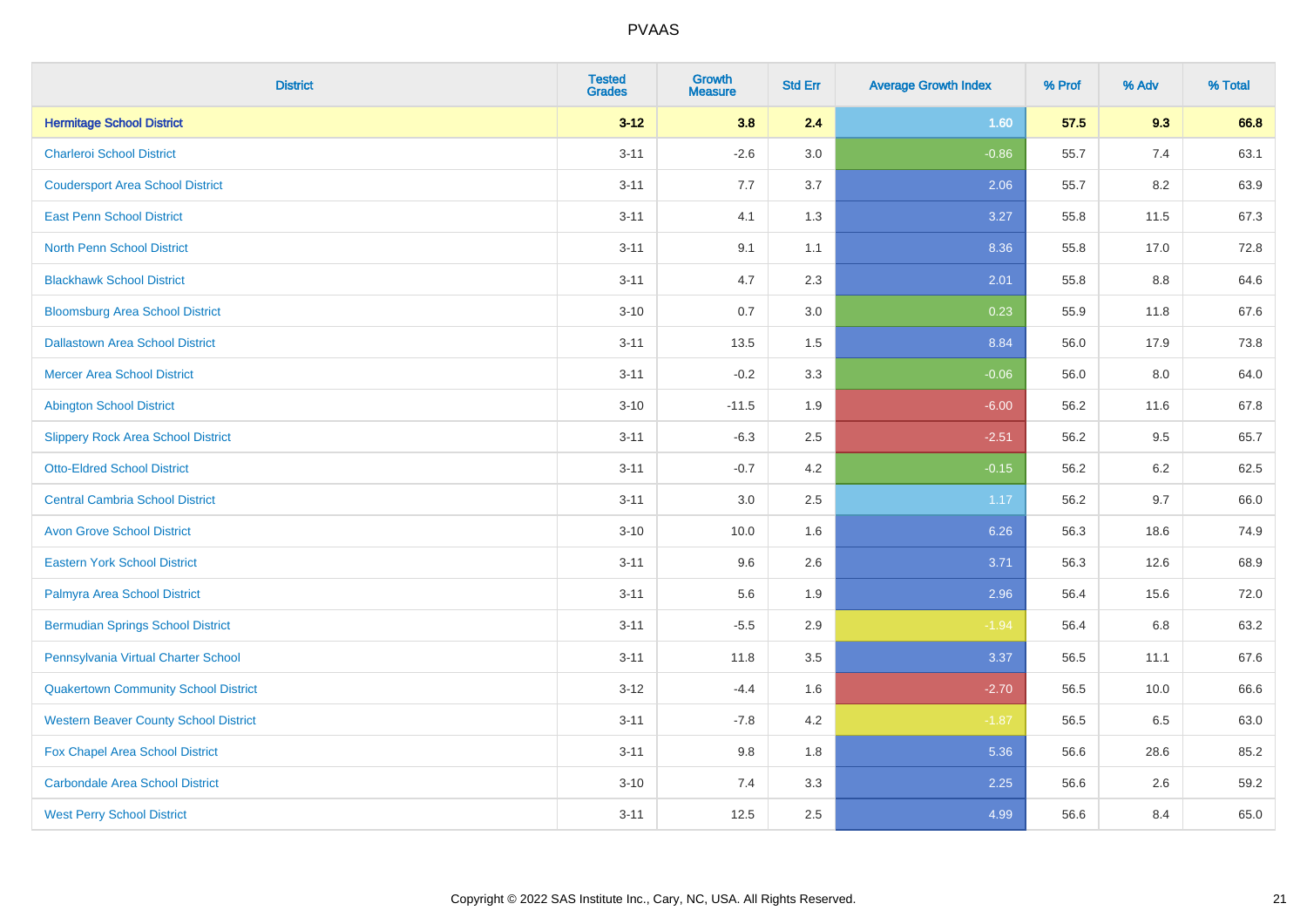PVAAS

| District | Tested Grades | Growth Measure | Std Err | Average Growth Index | % Prof | % Adv | % Total |
|---|---|---|---|---|---|---|---|
| **Hermitage School District** | **3-12** | **3.8** | **2.4** | **1.60** | **57.5** | **9.3** | **66.8** |
| Charleroi School District | 3-11 | -2.6 | 3.0 | -0.86 | 55.7 | 7.4 | 63.1 |
| Coudersport Area School District | 3-11 | 7.7 | 3.7 | 2.06 | 55.7 | 8.2 | 63.9 |
| East Penn School District | 3-11 | 4.1 | 1.3 | 3.27 | 55.8 | 11.5 | 67.3 |
| North Penn School District | 3-11 | 9.1 | 1.1 | 8.36 | 55.8 | 17.0 | 72.8 |
| Blackhawk School District | 3-11 | 4.7 | 2.3 | 2.01 | 55.8 | 8.8 | 64.6 |
| Bloomsburg Area School District | 3-10 | 0.7 | 3.0 | 0.23 | 55.9 | 11.8 | 67.6 |
| Dallastown Area School District | 3-11 | 13.5 | 1.5 | 8.84 | 56.0 | 17.9 | 73.8 |
| Mercer Area School District | 3-11 | -0.2 | 3.3 | -0.06 | 56.0 | 8.0 | 64.0 |
| Abington School District | 3-10 | -11.5 | 1.9 | -6.00 | 56.2 | 11.6 | 67.8 |
| Slippery Rock Area School District | 3-11 | -6.3 | 2.5 | -2.51 | 56.2 | 9.5 | 65.7 |
| Otto-Eldred School District | 3-11 | -0.7 | 4.2 | -0.15 | 56.2 | 6.2 | 62.5 |
| Central Cambria School District | 3-11 | 3.0 | 2.5 | 1.17 | 56.2 | 9.7 | 66.0 |
| Avon Grove School District | 3-10 | 10.0 | 1.6 | 6.26 | 56.3 | 18.6 | 74.9 |
| Eastern York School District | 3-11 | 9.6 | 2.6 | 3.71 | 56.3 | 12.6 | 68.9 |
| Palmyra Area School District | 3-11 | 5.6 | 1.9 | 2.96 | 56.4 | 15.6 | 72.0 |
| Bermudian Springs School District | 3-11 | -5.5 | 2.9 | -1.94 | 56.4 | 6.8 | 63.2 |
| Pennsylvania Virtual Charter School | 3-11 | 11.8 | 3.5 | 3.37 | 56.5 | 11.1 | 67.6 |
| Quakertown Community School District | 3-12 | -4.4 | 1.6 | -2.70 | 56.5 | 10.0 | 66.6 |
| Western Beaver County School District | 3-11 | -7.8 | 4.2 | -1.87 | 56.5 | 6.5 | 63.0 |
| Fox Chapel Area School District | 3-11 | 9.8 | 1.8 | 5.36 | 56.6 | 28.6 | 85.2 |
| Carbondale Area School District | 3-10 | 7.4 | 3.3 | 2.25 | 56.6 | 2.6 | 59.2 |
| West Perry School District | 3-11 | 12.5 | 2.5 | 4.99 | 56.6 | 8.4 | 65.0 |

Copyright © 2022 SAS Institute Inc., Cary, NC, USA. All Rights Reserved.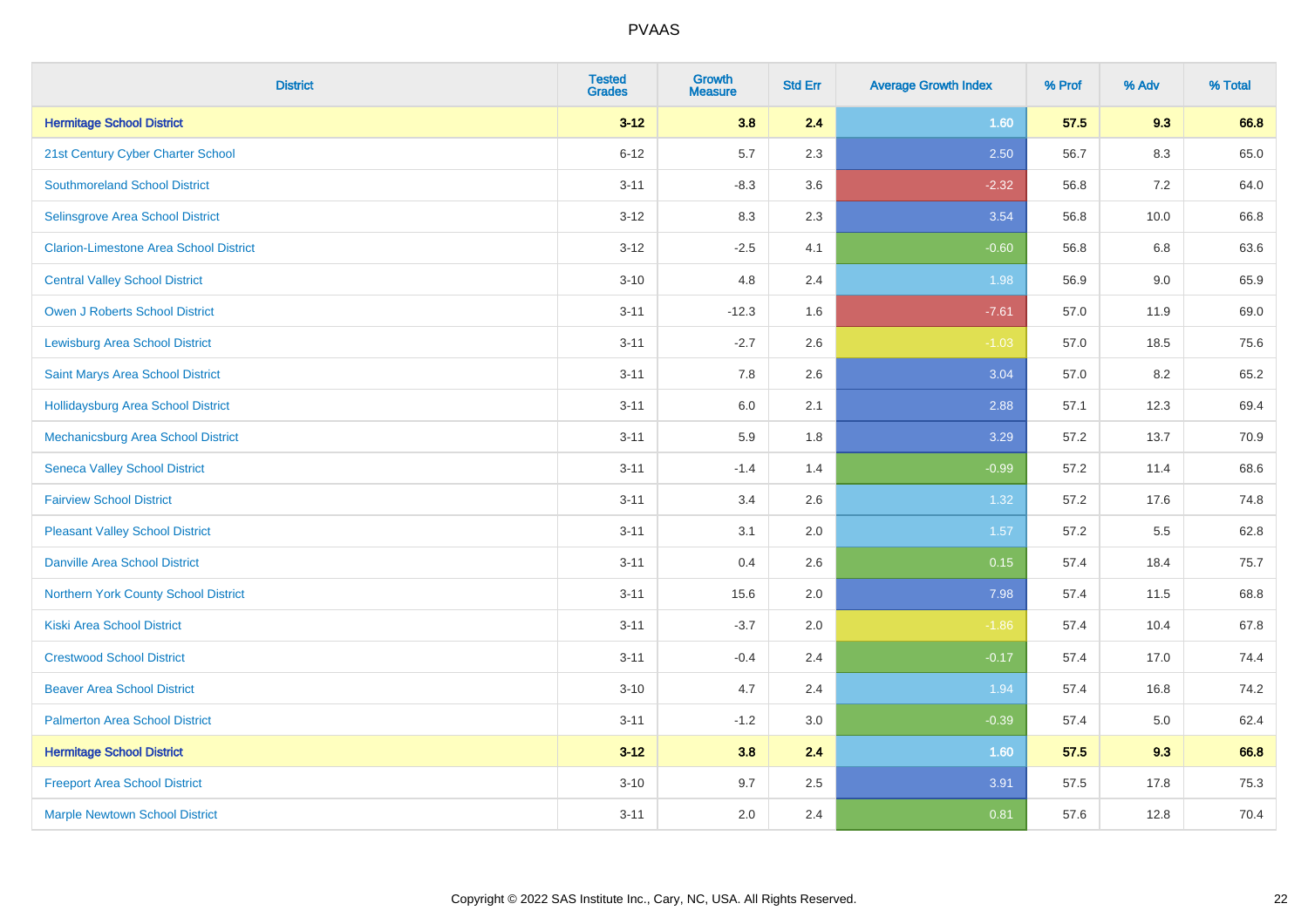| District | Tested Grades | Growth Measure | Std Err | Average Growth Index | % Prof | % Adv | % Total |
|---|---|---|---|---|---|---|---|
| **Hermitage School District** | **3-12** | **3.8** | **2.4** | **1.60** | **57.5** | **9.3** | **66.8** |
| 21st Century Cyber Charter School | 6-12 | 5.7 | 2.3 | 2.50 | 56.7 | 8.3 | 65.0 |
| Southmoreland School District | 3-11 | -8.3 | 3.6 | -2.32 | 56.8 | 7.2 | 64.0 |
| Selinsgrove Area School District | 3-12 | 8.3 | 2.3 | 3.54 | 56.8 | 10.0 | 66.8 |
| Clarion-Limestone Area School District | 3-12 | -2.5 | 4.1 | -0.60 | 56.8 | 6.8 | 63.6 |
| Central Valley School District | 3-10 | 4.8 | 2.4 | 1.98 | 56.9 | 9.0 | 65.9 |
| Owen J Roberts School District | 3-11 | -12.3 | 1.6 | -7.61 | 57.0 | 11.9 | 69.0 |
| Lewisburg Area School District | 3-11 | -2.7 | 2.6 | -1.03 | 57.0 | 18.5 | 75.6 |
| Saint Marys Area School District | 3-11 | 7.8 | 2.6 | 3.04 | 57.0 | 8.2 | 65.2 |
| Hollidaysburg Area School District | 3-11 | 6.0 | 2.1 | 2.88 | 57.1 | 12.3 | 69.4 |
| Mechanicsburg Area School District | 3-11 | 5.9 | 1.8 | 3.29 | 57.2 | 13.7 | 70.9 |
| Seneca Valley School District | 3-11 | -1.4 | 1.4 | -0.99 | 57.2 | 11.4 | 68.6 |
| Fairview School District | 3-11 | 3.4 | 2.6 | 1.32 | 57.2 | 17.6 | 74.8 |
| Pleasant Valley School District | 3-11 | 3.1 | 2.0 | 1.57 | 57.2 | 5.5 | 62.8 |
| Danville Area School District | 3-11 | 0.4 | 2.6 | 0.15 | 57.4 | 18.4 | 75.7 |
| Northern York County School District | 3-11 | 15.6 | 2.0 | 7.98 | 57.4 | 11.5 | 68.8 |
| Kiski Area School District | 3-11 | -3.7 | 2.0 | -1.86 | 57.4 | 10.4 | 67.8 |
| Crestwood School District | 3-11 | -0.4 | 2.4 | -0.17 | 57.4 | 17.0 | 74.4 |
| Beaver Area School District | 3-10 | 4.7 | 2.4 | 1.94 | 57.4 | 16.8 | 74.2 |
| Palmerton Area School District | 3-11 | -1.2 | 3.0 | -0.39 | 57.4 | 5.0 | 62.4 |
| **Hermitage School District** | **3-12** | **3.8** | **2.4** | **1.60** | **57.5** | **9.3** | **66.8** |
| Freeport Area School District | 3-10 | 9.7 | 2.5 | 3.91 | 57.5 | 17.8 | 75.3 |
| Marple Newtown School District | 3-11 | 2.0 | 2.4 | 0.81 | 57.6 | 12.8 | 70.4 |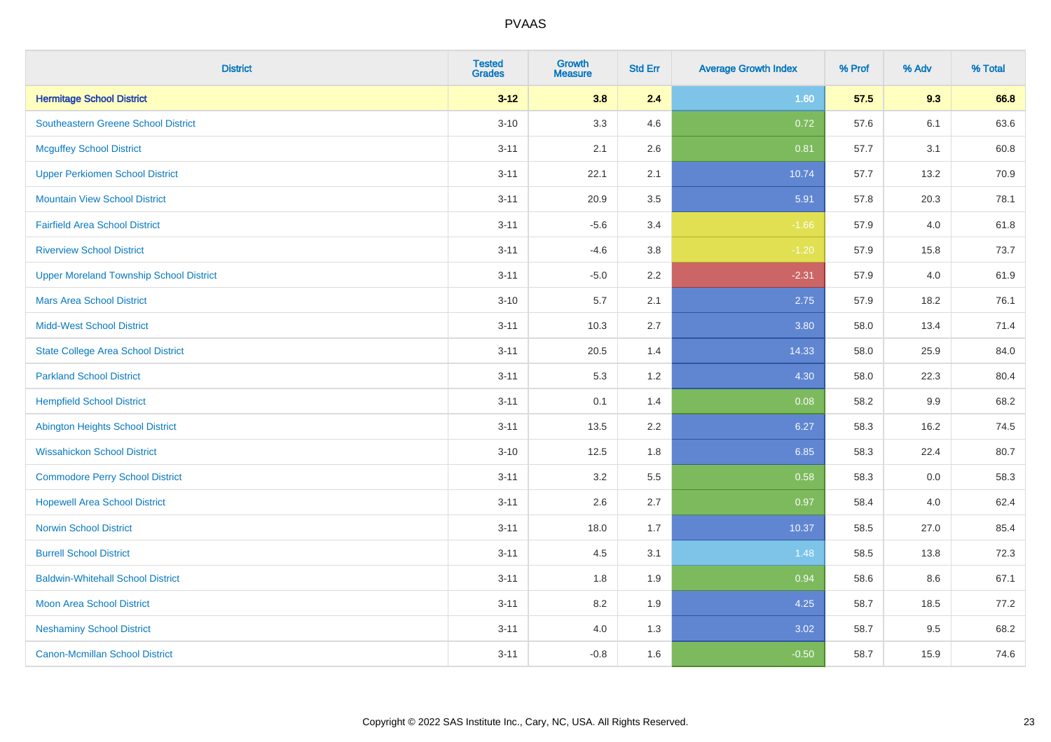# PVAAS

| District | Tested Grades | Growth Measure | Std Err | Average Growth Index | % Prof | % Adv | % Total |
|---|---|---|---|---|---|---|---|
| **Hermitage School District** | **3-12** | **3.8** | **2.4** | **1.60** | **57.5** | **9.3** | **66.8** |
| Southeastern Greene School District | 3-10 | 3.3 | 4.6 | 0.72 | 57.6 | 6.1 | 63.6 |
| Mcguffey School District | 3-11 | 2.1 | 2.6 | 0.81 | 57.7 | 3.1 | 60.8 |
| Upper Perkiomen School District | 3-11 | 22.1 | 2.1 | 10.74 | 57.7 | 13.2 | 70.9 |
| Mountain View School District | 3-11 | 20.9 | 3.5 | 5.91 | 57.8 | 20.3 | 78.1 |
| Fairfield Area School District | 3-11 | -5.6 | 3.4 | -1.66 | 57.9 | 4.0 | 61.8 |
| Riverview School District | 3-11 | -4.6 | 3.8 | -1.20 | 57.9 | 15.8 | 73.7 |
| Upper Moreland Township School District | 3-11 | -5.0 | 2.2 | -2.31 | 57.9 | 4.0 | 61.9 |
| Mars Area School District | 3-10 | 5.7 | 2.1 | 2.75 | 57.9 | 18.2 | 76.1 |
| Midd-West School District | 3-11 | 10.3 | 2.7 | 3.80 | 58.0 | 13.4 | 71.4 |
| State College Area School District | 3-11 | 20.5 | 1.4 | 14.33 | 58.0 | 25.9 | 84.0 |
| Parkland School District | 3-11 | 5.3 | 1.2 | 4.30 | 58.0 | 22.3 | 80.4 |
| Hempfield School District | 3-11 | 0.1 | 1.4 | 0.08 | 58.2 | 9.9 | 68.2 |
| Abington Heights School District | 3-11 | 13.5 | 2.2 | 6.27 | 58.3 | 16.2 | 74.5 |
| Wissahickon School District | 3-10 | 12.5 | 1.8 | 6.85 | 58.3 | 22.4 | 80.7 |
| Commodore Perry School District | 3-11 | 3.2 | 5.5 | 0.58 | 58.3 | 0.0 | 58.3 |
| Hopewell Area School District | 3-11 | 2.6 | 2.7 | 0.97 | 58.4 | 4.0 | 62.4 |
| Norwin School District | 3-11 | 18.0 | 1.7 | 10.37 | 58.5 | 27.0 | 85.4 |
| Burrell School District | 3-11 | 4.5 | 3.1 | 1.48 | 58.5 | 13.8 | 72.3 |
| Baldwin-Whitehall School District | 3-11 | 1.8 | 1.9 | 0.94 | 58.6 | 8.6 | 67.1 |
| Moon Area School District | 3-11 | 8.2 | 1.9 | 4.25 | 58.7 | 18.5 | 77.2 |
| Neshaminy School District | 3-11 | 4.0 | 1.3 | 3.02 | 58.7 | 9.5 | 68.2 |
| Canon-Mcmillan School District | 3-11 | -0.8 | 1.6 | -0.50 | 58.7 | 15.9 | 74.6 |

Copyright © 2022 SAS Institute Inc., Cary, NC, USA. All Rights Reserved.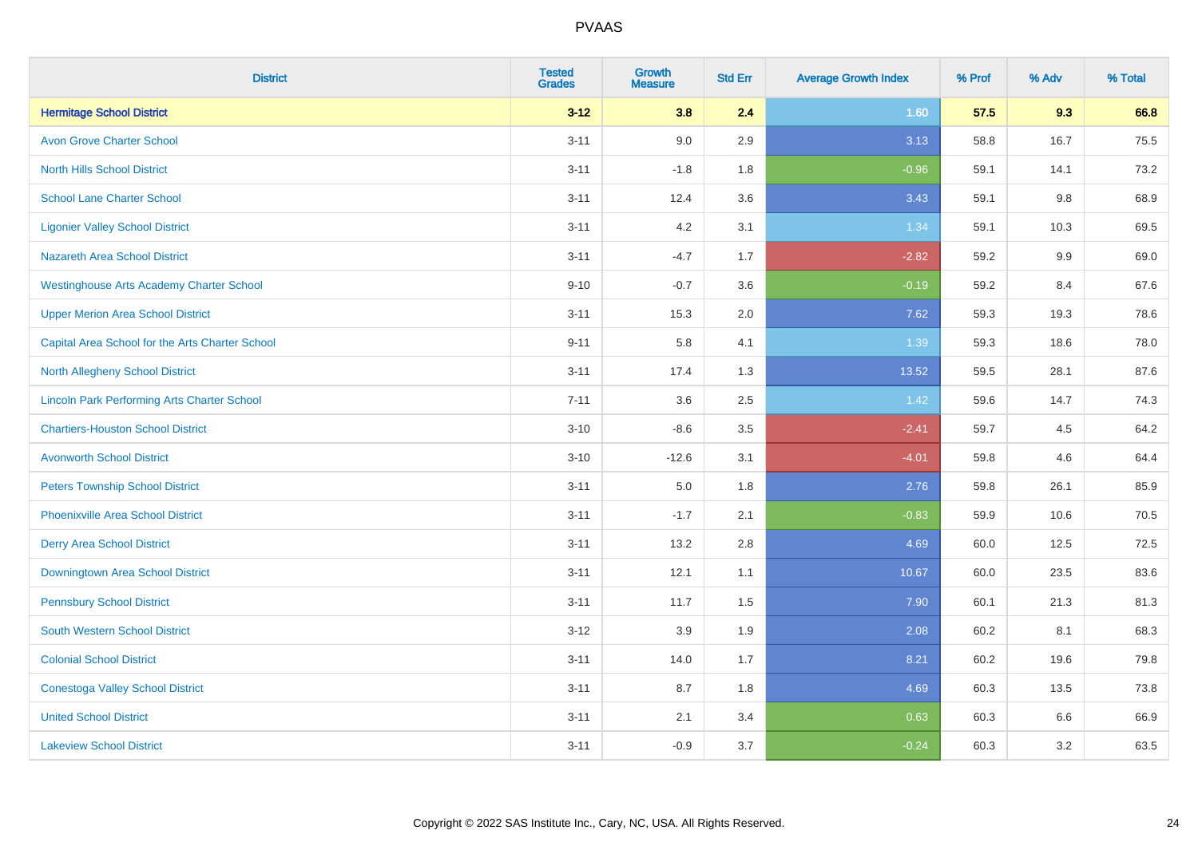PVAAS

| District | Tested Grades | Growth Measure | Std Err | Average Growth Index | % Prof | % Adv | % Total |
|---|---|---|---|---|---|---|---|
| **Hermitage School District** | **3-12** | **3.8** | **2.4** | **1.60** | **57.5** | **9.3** | **66.8** |
| Avon Grove Charter School | 3-11 | 9.0 | 2.9 | 3.13 | 58.8 | 16.7 | 75.5 |
| North Hills School District | 3-11 | -1.8 | 1.8 | -0.96 | 59.1 | 14.1 | 73.2 |
| School Lane Charter School | 3-11 | 12.4 | 3.6 | 3.43 | 59.1 | 9.8 | 68.9 |
| Ligonier Valley School District | 3-11 | 4.2 | 3.1 | 1.34 | 59.1 | 10.3 | 69.5 |
| Nazareth Area School District | 3-11 | -4.7 | 1.7 | -2.82 | 59.2 | 9.9 | 69.0 |
| Westinghouse Arts Academy Charter School | 9-10 | -0.7 | 3.6 | -0.19 | 59.2 | 8.4 | 67.6 |
| Upper Merion Area School District | 3-11 | 15.3 | 2.0 | 7.62 | 59.3 | 19.3 | 78.6 |
| Capital Area School for the Arts Charter School | 9-11 | 5.8 | 4.1 | 1.39 | 59.3 | 18.6 | 78.0 |
| North Allegheny School District | 3-11 | 17.4 | 1.3 | 13.52 | 59.5 | 28.1 | 87.6 |
| Lincoln Park Performing Arts Charter School | 7-11 | 3.6 | 2.5 | 1.42 | 59.6 | 14.7 | 74.3 |
| Chartiers-Houston School District | 3-10 | -8.6 | 3.5 | -2.41 | 59.7 | 4.5 | 64.2 |
| Avonworth School District | 3-10 | -12.6 | 3.1 | -4.01 | 59.8 | 4.6 | 64.4 |
| Peters Township School District | 3-11 | 5.0 | 1.8 | 2.76 | 59.8 | 26.1 | 85.9 |
| Phoenixville Area School District | 3-11 | -1.7 | 2.1 | -0.83 | 59.9 | 10.6 | 70.5 |
| Derry Area School District | 3-11 | 13.2 | 2.8 | 4.69 | 60.0 | 12.5 | 72.5 |
| Downingtown Area School District | 3-11 | 12.1 | 1.1 | 10.67 | 60.0 | 23.5 | 83.6 |
| Pennsbury School District | 3-11 | 11.7 | 1.5 | 7.90 | 60.1 | 21.3 | 81.3 |
| South Western School District | 3-12 | 3.9 | 1.9 | 2.08 | 60.2 | 8.1 | 68.3 |
| Colonial School District | 3-11 | 14.0 | 1.7 | 8.21 | 60.2 | 19.6 | 79.8 |
| Conestoga Valley School District | 3-11 | 8.7 | 1.8 | 4.69 | 60.3 | 13.5 | 73.8 |
| United School District | 3-11 | 2.1 | 3.4 | 0.63 | 60.3 | 6.6 | 66.9 |
| Lakeview School District | 3-11 | -0.9 | 3.7 | -0.24 | 60.3 | 3.2 | 63.5 |

Copyright © 2022 SAS Institute Inc., Cary, NC, USA. All Rights Reserved.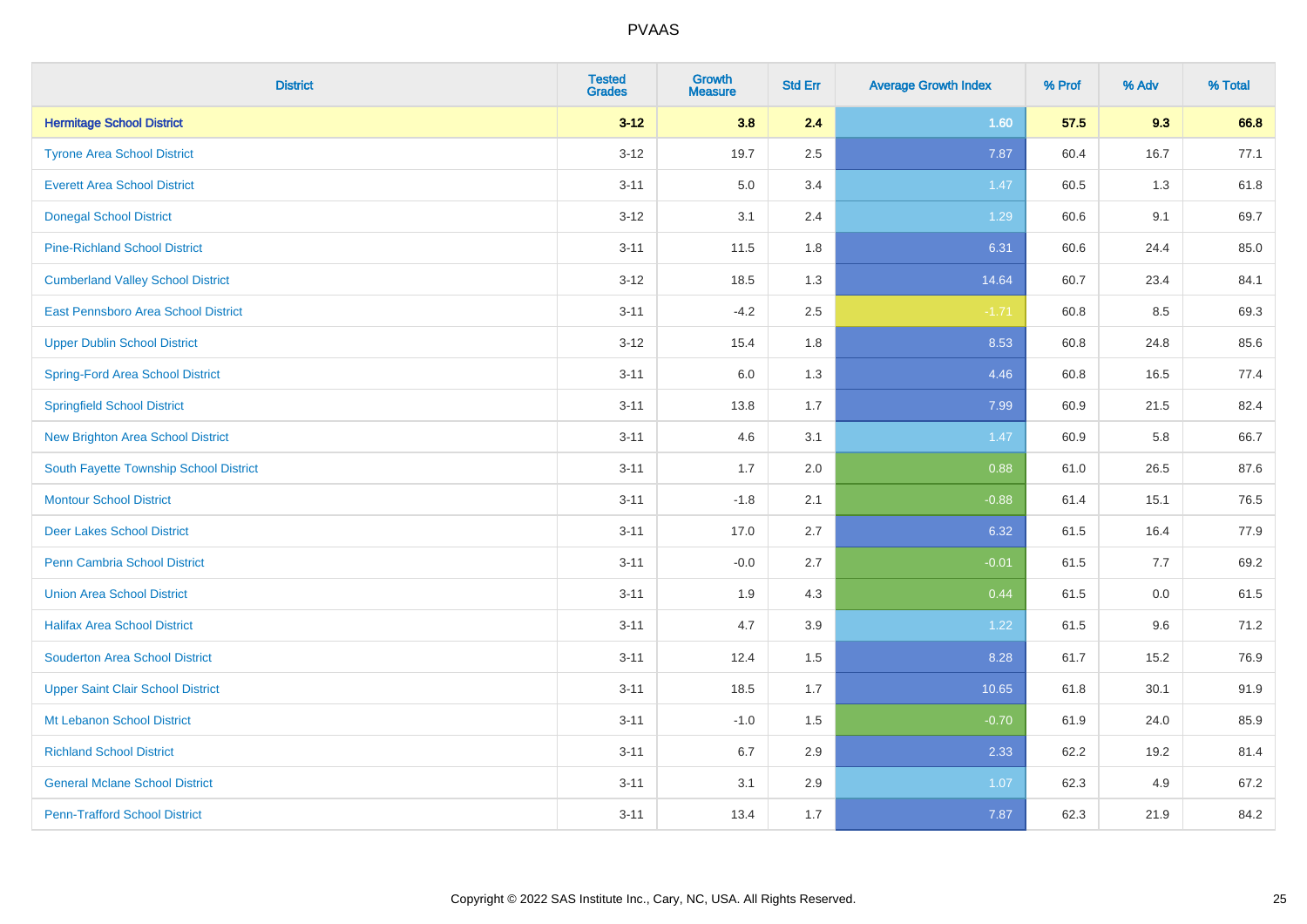| District | Tested Grades | Growth Measure | Std Err | Average Growth Index | % Prof | % Adv | % Total |
|---|---|---|---|---|---|---|---|
| **Hermitage School District** | **3-12** | **3.8** | **2.4** | **1.60** | **57.5** | **9.3** | **66.8** |
| Tyrone Area School District | 3-12 | 19.7 | 2.5 | 7.87 | 60.4 | 16.7 | 77.1 |
| Everett Area School District | 3-11 | 5.0 | 3.4 | 1.47 | 60.5 | 1.3 | 61.8 |
| Donegal School District | 3-12 | 3.1 | 2.4 | 1.29 | 60.6 | 9.1 | 69.7 |
| Pine-Richland School District | 3-11 | 11.5 | 1.8 | 6.31 | 60.6 | 24.4 | 85.0 |
| Cumberland Valley School District | 3-12 | 18.5 | 1.3 | 14.64 | 60.7 | 23.4 | 84.1 |
| East Pennsboro Area School District | 3-11 | -4.2 | 2.5 | -1.71 | 60.8 | 8.5 | 69.3 |
| Upper Dublin School District | 3-12 | 15.4 | 1.8 | 8.53 | 60.8 | 24.8 | 85.6 |
| Spring-Ford Area School District | 3-11 | 6.0 | 1.3 | 4.46 | 60.8 | 16.5 | 77.4 |
| Springfield School District | 3-11 | 13.8 | 1.7 | 7.99 | 60.9 | 21.5 | 82.4 |
| New Brighton Area School District | 3-11 | 4.6 | 3.1 | 1.47 | 60.9 | 5.8 | 66.7 |
| South Fayette Township School District | 3-11 | 1.7 | 2.0 | 0.88 | 61.0 | 26.5 | 87.6 |
| Montour School District | 3-11 | -1.8 | 2.1 | -0.88 | 61.4 | 15.1 | 76.5 |
| Deer Lakes School District | 3-11 | 17.0 | 2.7 | 6.32 | 61.5 | 16.4 | 77.9 |
| Penn Cambria School District | 3-11 | -0.0 | 2.7 | -0.01 | 61.5 | 7.7 | 69.2 |
| Union Area School District | 3-11 | 1.9 | 4.3 | 0.44 | 61.5 | 0.0 | 61.5 |
| Halifax Area School District | 3-11 | 4.7 | 3.9 | 1.22 | 61.5 | 9.6 | 71.2 |
| Souderton Area School District | 3-11 | 12.4 | 1.5 | 8.28 | 61.7 | 15.2 | 76.9 |
| Upper Saint Clair School District | 3-11 | 18.5 | 1.7 | 10.65 | 61.8 | 30.1 | 91.9 |
| Mt Lebanon School District | 3-11 | -1.0 | 1.5 | -0.70 | 61.9 | 24.0 | 85.9 |
| Richland School District | 3-11 | 6.7 | 2.9 | 2.33 | 62.2 | 19.2 | 81.4 |
| General Mclane School District | 3-11 | 3.1 | 2.9 | 1.07 | 62.3 | 4.9 | 67.2 |
| Penn-Trafford School District | 3-11 | 13.4 | 1.7 | 7.87 | 62.3 | 21.9 | 84.2 |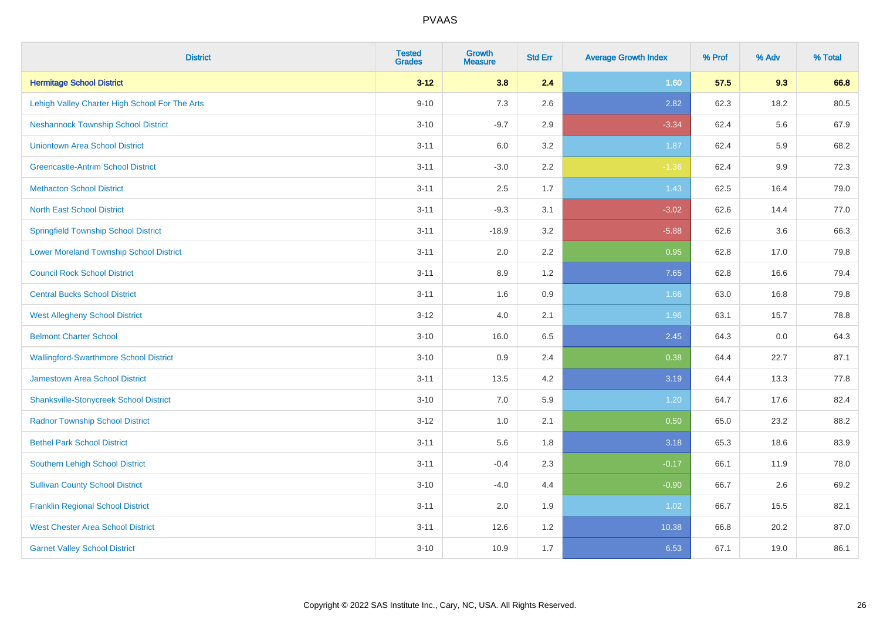| District | Tested Grades | Growth Measure | Std Err | Average Growth Index | % Prof | % Adv | % Total |
|---|---|---|---|---|---|---|---|
| **Hermitage School District** | **3-12** | **3.8** | **2.4** | **1.60** | **57.5** | **9.3** | **66.8** |
| Lehigh Valley Charter High School For The Arts | 9-10 | 7.3 | 2.6 | 2.82 | 62.3 | 18.2 | 80.5 |
| Neshannock Township School District | 3-10 | -9.7 | 2.9 | -3.34 | 62.4 | 5.6 | 67.9 |
| Uniontown Area School District | 3-11 | 6.0 | 3.2 | 1.87 | 62.4 | 5.9 | 68.2 |
| Greencastle-Antrim School District | 3-11 | -3.0 | 2.2 | -1.36 | 62.4 | 9.9 | 72.3 |
| Methacton School District | 3-11 | 2.5 | 1.7 | 1.43 | 62.5 | 16.4 | 79.0 |
| North East School District | 3-11 | -9.3 | 3.1 | -3.02 | 62.6 | 14.4 | 77.0 |
| Springfield Township School District | 3-11 | -18.9 | 3.2 | -5.88 | 62.6 | 3.6 | 66.3 |
| Lower Moreland Township School District | 3-11 | 2.0 | 2.2 | 0.95 | 62.8 | 17.0 | 79.8 |
| Council Rock School District | 3-11 | 8.9 | 1.2 | 7.65 | 62.8 | 16.6 | 79.4 |
| Central Bucks School District | 3-11 | 1.6 | 0.9 | 1.66 | 63.0 | 16.8 | 79.8 |
| West Allegheny School District | 3-12 | 4.0 | 2.1 | 1.96 | 63.1 | 15.7 | 78.8 |
| Belmont Charter School | 3-10 | 16.0 | 6.5 | 2.45 | 64.3 | 0.0 | 64.3 |
| Wallingford-Swarthmore School District | 3-10 | 0.9 | 2.4 | 0.38 | 64.4 | 22.7 | 87.1 |
| Jamestown Area School District | 3-11 | 13.5 | 4.2 | 3.19 | 64.4 | 13.3 | 77.8 |
| Shanksville-Stonycreek School District | 3-10 | 7.0 | 5.9 | 1.20 | 64.7 | 17.6 | 82.4 |
| Radnor Township School District | 3-12 | 1.0 | 2.1 | 0.50 | 65.0 | 23.2 | 88.2 |
| Bethel Park School District | 3-11 | 5.6 | 1.8 | 3.18 | 65.3 | 18.6 | 83.9 |
| Southern Lehigh School District | 3-11 | -0.4 | 2.3 | -0.17 | 66.1 | 11.9 | 78.0 |
| Sullivan County School District | 3-10 | -4.0 | 4.4 | -0.90 | 66.7 | 2.6 | 69.2 |
| Franklin Regional School District | 3-11 | 2.0 | 1.9 | 1.02 | 66.7 | 15.5 | 82.1 |
| West Chester Area School District | 3-11 | 12.6 | 1.2 | 10.38 | 66.8 | 20.2 | 87.0 |
| Garnet Valley School District | 3-10 | 10.9 | 1.7 | 6.53 | 67.1 | 19.0 | 86.1 |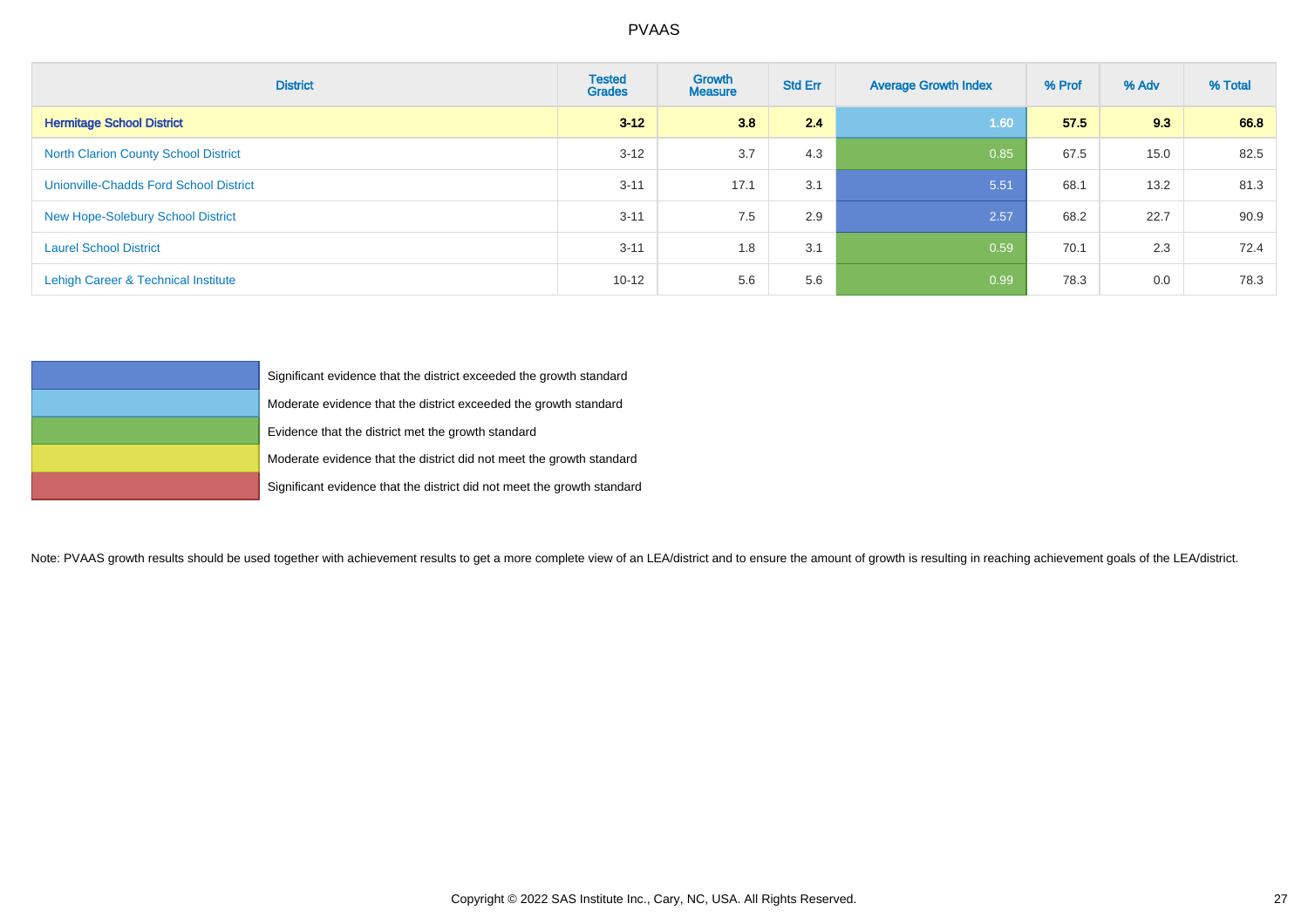PVAAS

| District | Tested Grades | Growth Measure | Std Err | Average Growth Index | % Prof | % Adv | % Total |
|---|---|---|---|---|---|---|---|
| **Hermitage School District** | **3-12** | **3.8** | **2.4** | 1.60 | **57.5** | **9.3** | **66.8** |
| North Clarion County School District | 3-12 | 3.7 | 4.3 | 0.85 | 67.5 | 15.0 | 82.5 |
| Unionville-Chadds Ford School District | 3-11 | 17.1 | 3.1 | 5.51 | 68.1 | 13.2 | 81.3 |
| New Hope-Solebury School District | 3-11 | 7.5 | 2.9 | 2.57 | 68.2 | 22.7 | 90.9 |
| Laurel School District | 3-11 | 1.8 | 3.1 | 0.59 | 70.1 | 2.3 | 72.4 |
| Lehigh Career & Technical Institute | 10-12 | 5.6 | 5.6 | 0.99 | 78.3 | 0.0 | 78.3 |

- Significant evidence that the district exceeded the growth standard
- Moderate evidence that the district exceeded the growth standard
- Evidence that the district met the growth standard
- Moderate evidence that the district did not meet the growth standard
- Significant evidence that the district did not meet the growth standard

Note: PVAAS growth results should be used together with achievement results to get a more complete view of an LEA/district and to ensure the amount of growth is resulting in reaching achievement goals of the LEA/district.

Copyright © 2022 SAS Institute Inc., Cary, NC, USA. All Rights Reserved.